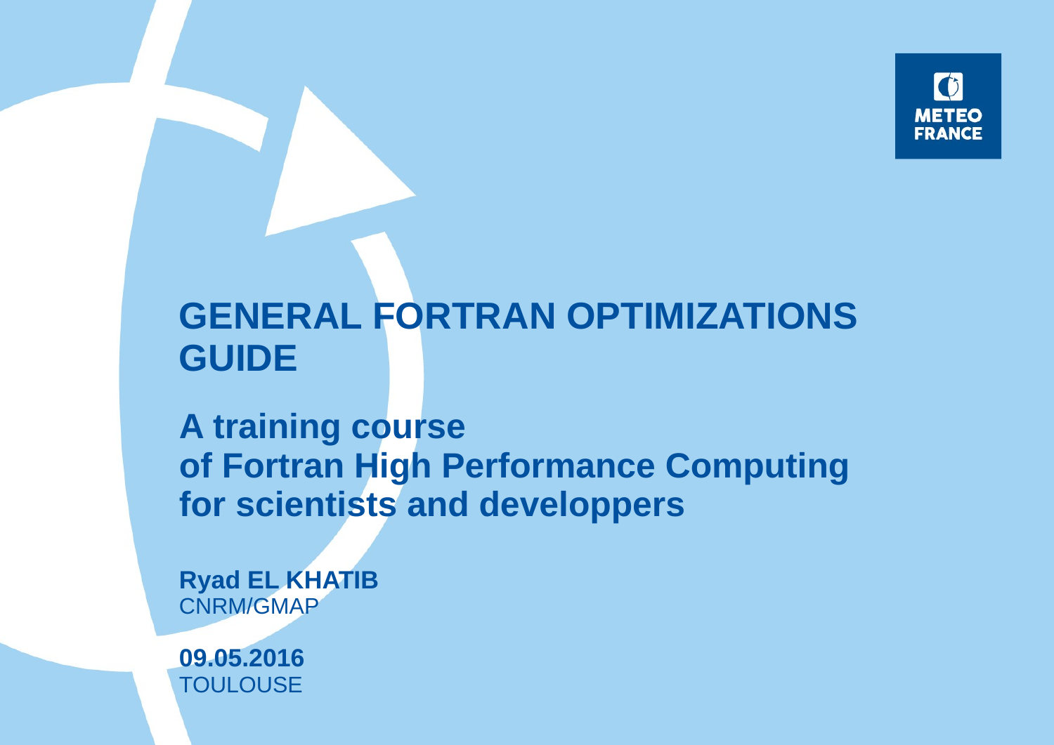METEO FRANCE

# GENERAL FORTRAN OPTIMIZATIONS GUIDE

## A training course of Fortran High Performance Computing for scientists and developpers

**Ryad EL KHATIB**
CNRM/GMAP

**09.05.2016**
TOULOUSE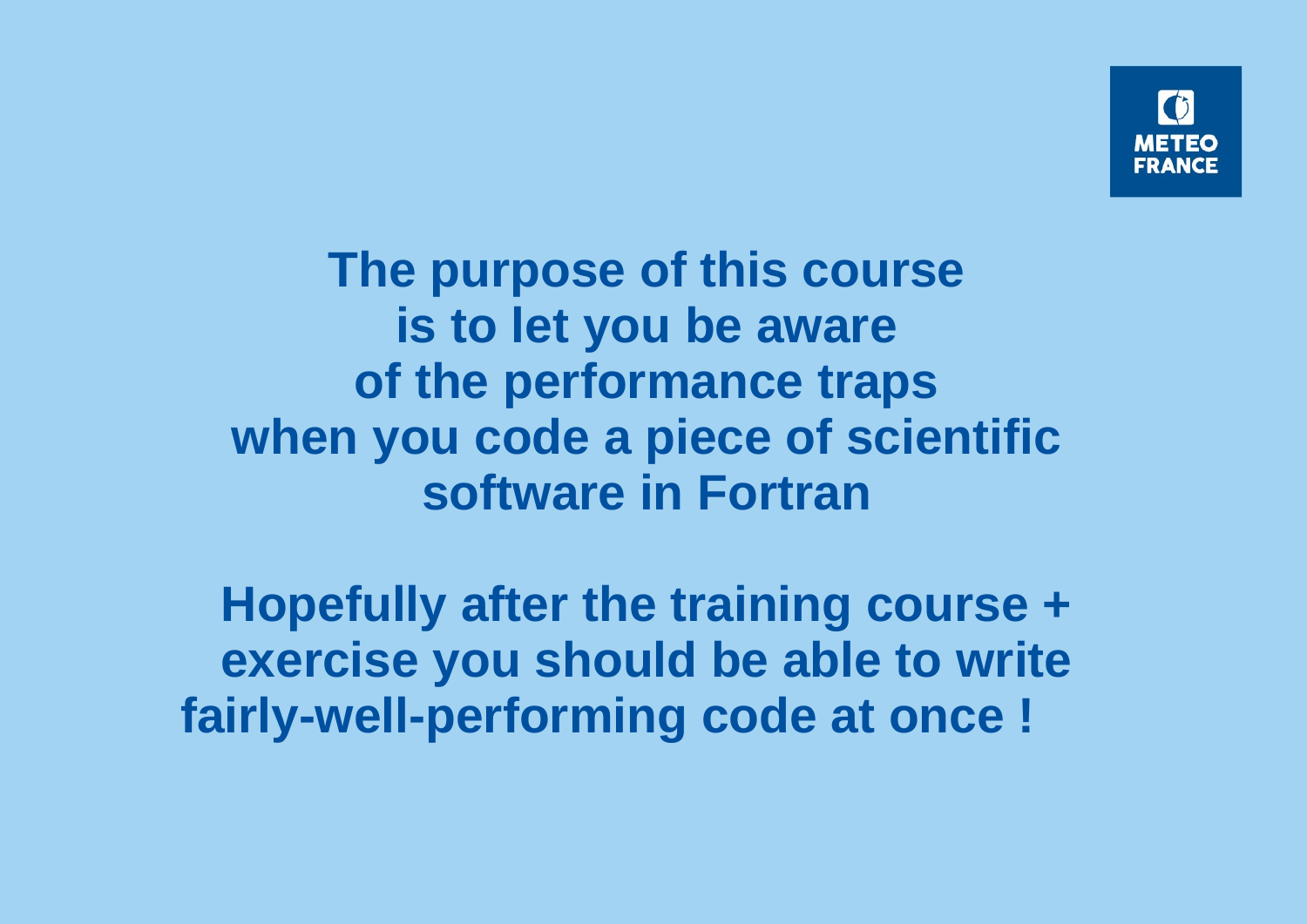**The purpose of this course is to let you be aware of the performance traps when you code a piece of scientific software in Fortran**

**Hopefully after the training course + exercise you should be able to write fairly-well-performing code at once !**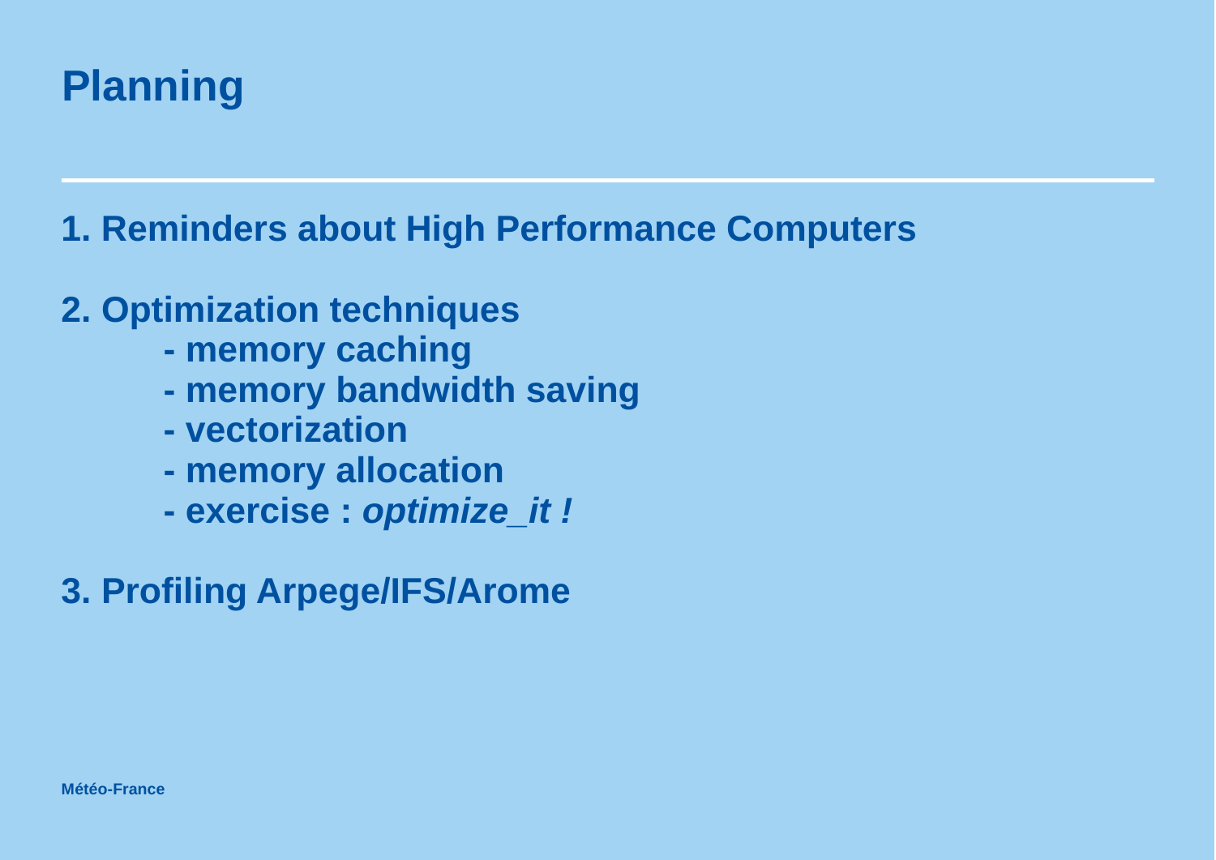# Planning

**1. Reminders about High Performance Computers**

**2. Optimization techniques**

- **memory caching**
- **memory bandwidth saving**
- **vectorization**
- **memory allocation**
- **exercise : *optimize_it !***

**3. Profiling Arpege/IFS/Arome**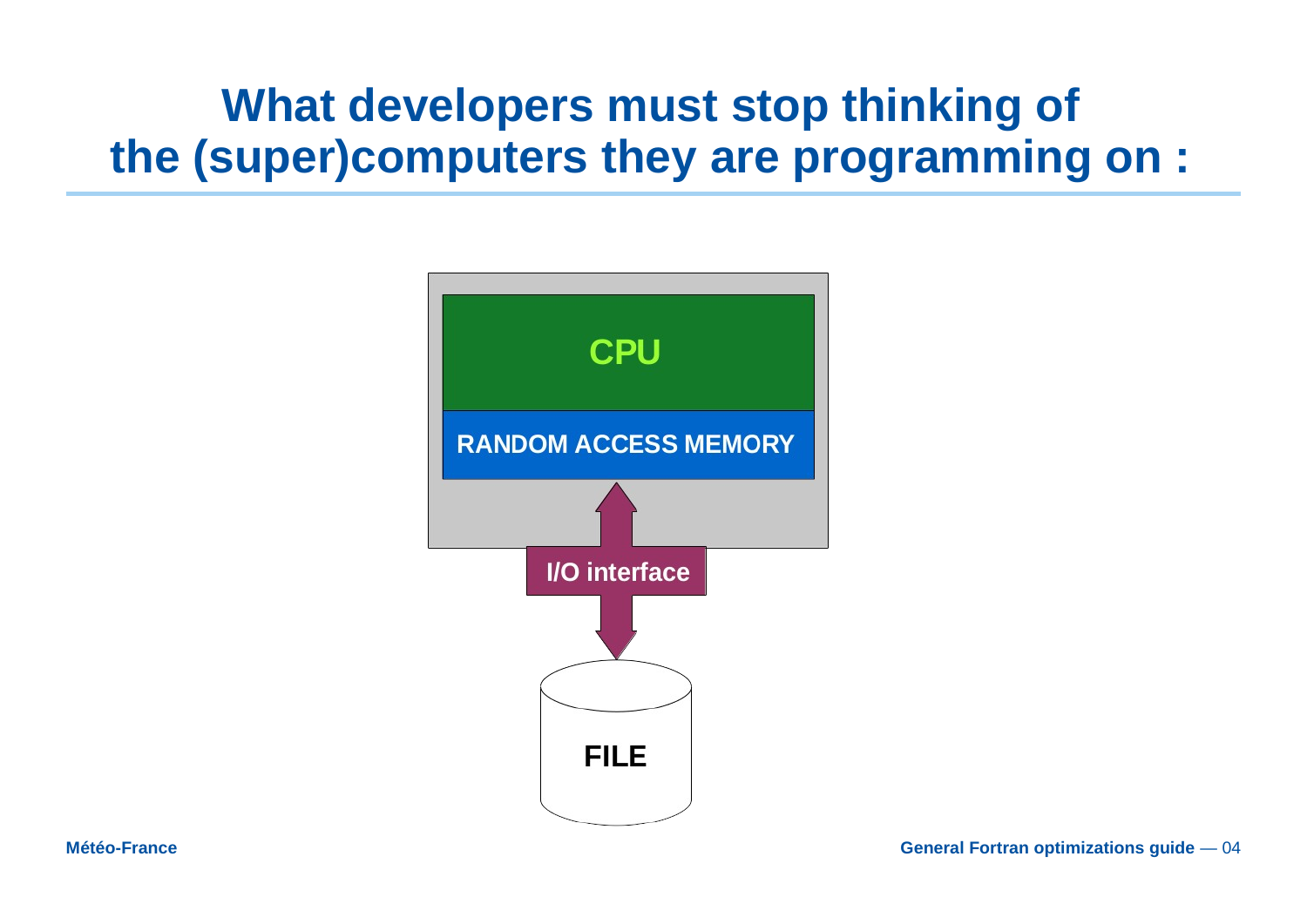# What developers must stop thinking of the (super)computers they are programming on :

CPU

RANDOM ACCESS MEMORY

I/O interface

FILE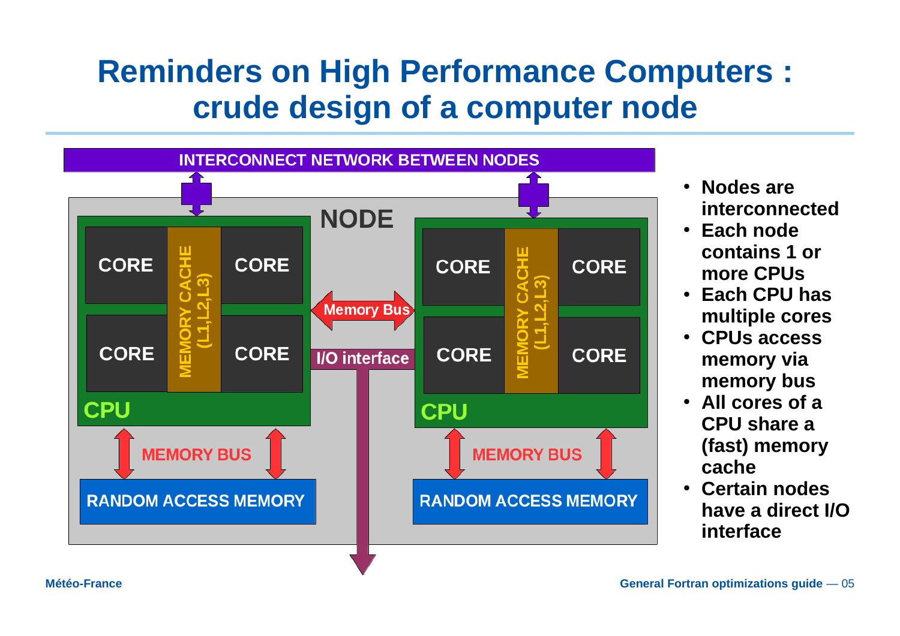# Reminders on High Performance Computers : crude design of a computer node

INTERCONNECT NETWORK BETWEEN NODES

NODE

CORE | CORE | CORE | CORE — MEMORY CACHE (L1,L2,L3) — CPU

Memory Bus

I/O interface

CORE | CORE | CORE | CORE — MEMORY CACHE (L1,L2,L3) — CPU

MEMORY BUS — RANDOM ACCESS MEMORY

MEMORY BUS — RANDOM ACCESS MEMORY

- Nodes are interconnected
- Each node contains 1 or more CPUs
- Each CPU has multiple cores
- CPUs access memory via memory bus
- All cores of a CPU share a (fast) memory cache
- Certain nodes have a direct I/O interface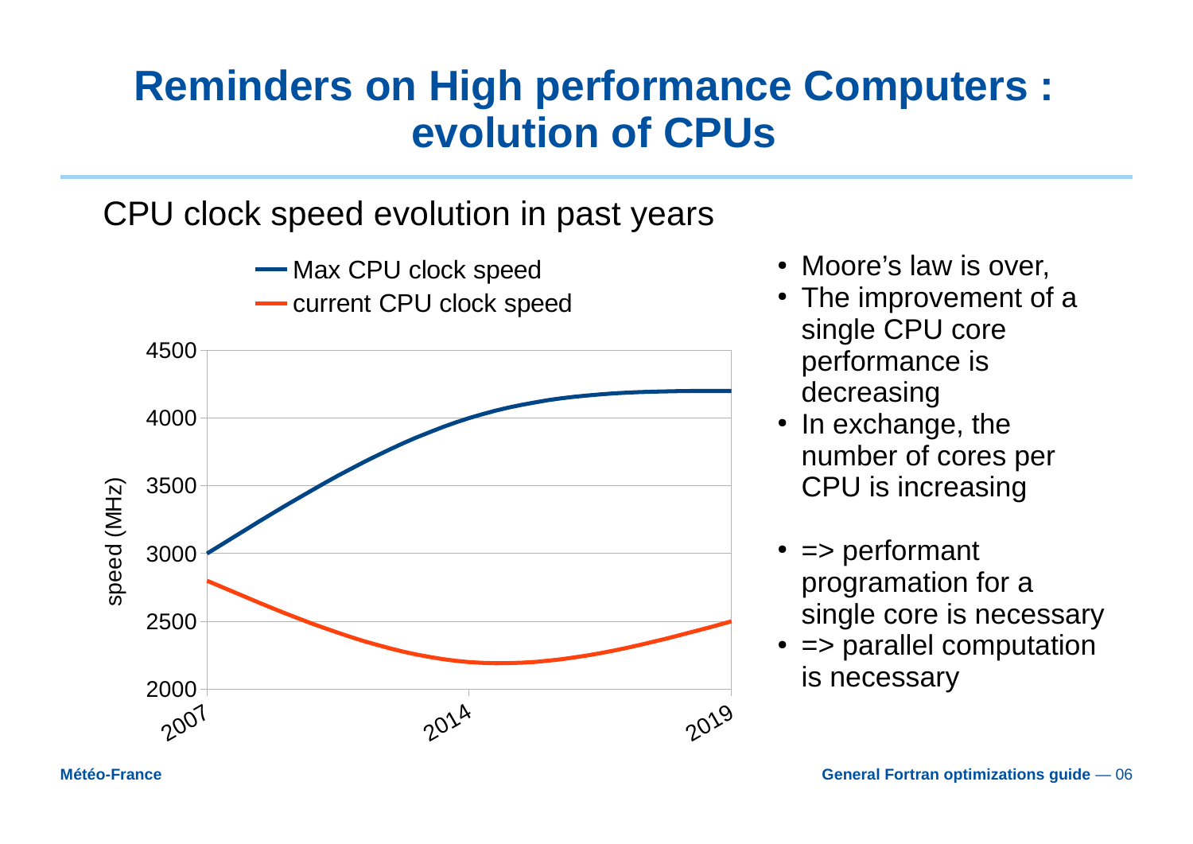# Reminders on High performance Computers : evolution of CPUs

CPU clock speed evolution in past years

- Moore's law is over,
- The improvement of a single CPU core performance is decreasing
- In exchange, the number of cores per CPU is increasing

- => performant programation for a single core is necessary
- => parallel computation is necessary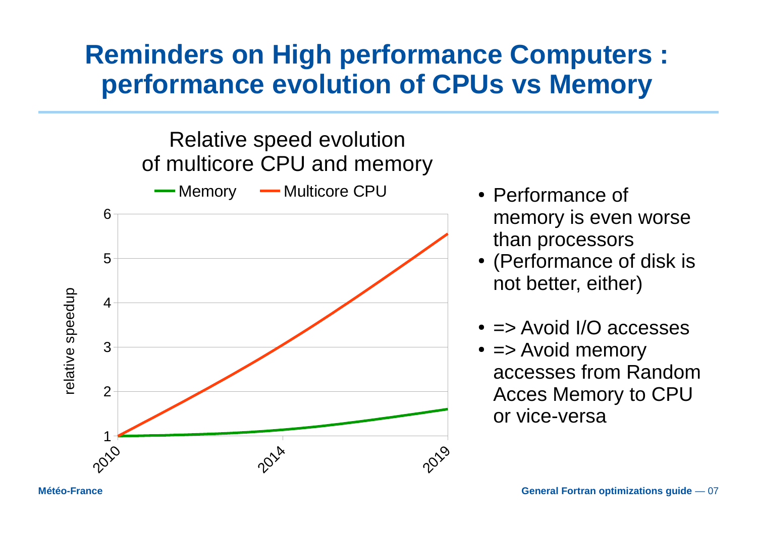# Reminders on High performance Computers : performance evolution of CPUs vs Memory

Relative speed evolution of multicore CPU and memory

- Performance of memory is even worse than processors
- (Performance of disk is not better, either)

- => Avoid I/O accesses
- => Avoid memory accesses from Random Acces Memory to CPU or vice-versa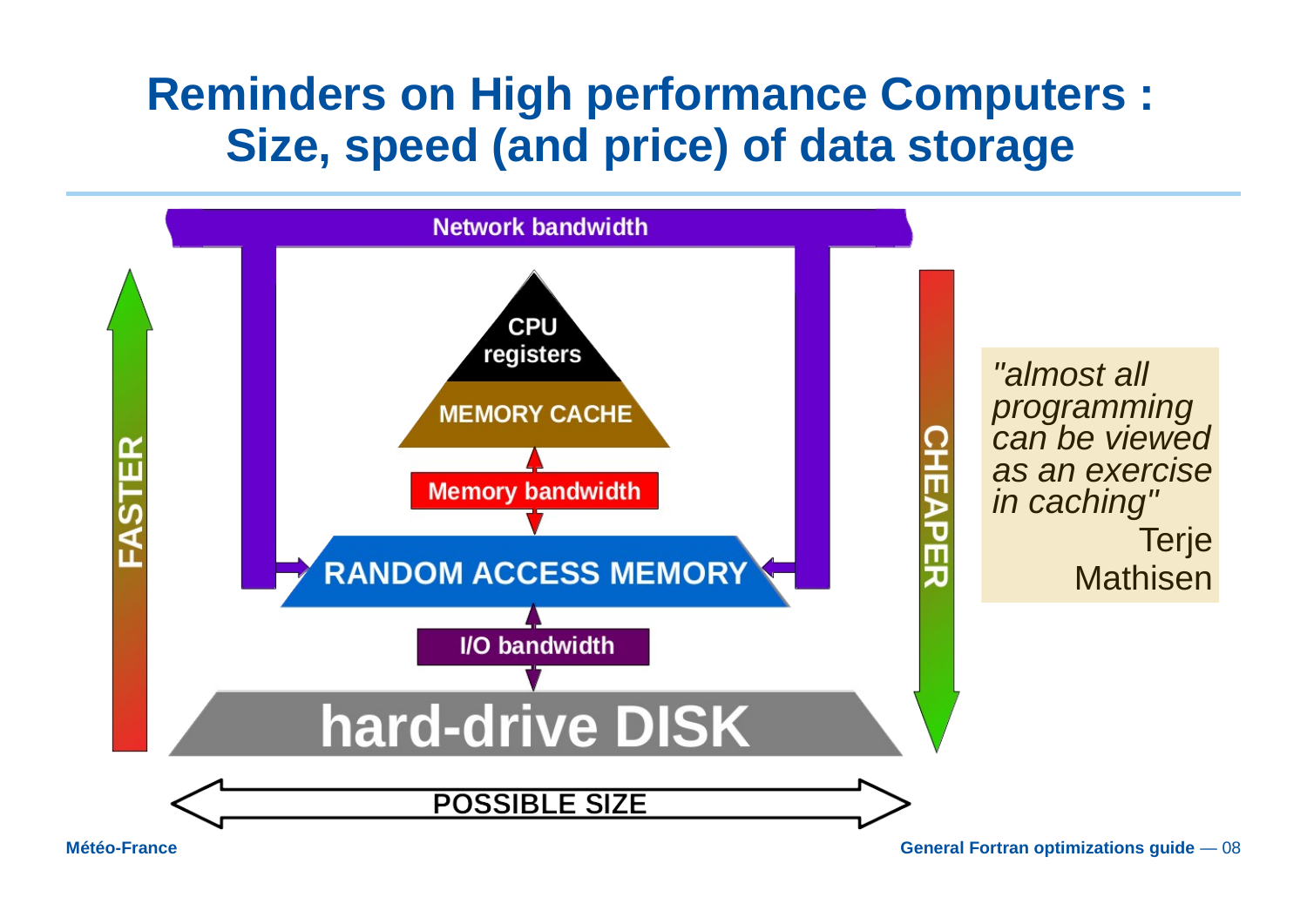# Reminders on High performance Computers : Size, speed (and price) of data storage

Network bandwidth

CPU registers

MEMORY CACHE

Memory bandwidth

RANDOM ACCESS MEMORY

I/O bandwidth

hard-drive DISK

FASTER

CHEAPER

POSSIBLE SIZE

*"almost all programming can be viewed as an exercise in caching"*
Terje Mathisen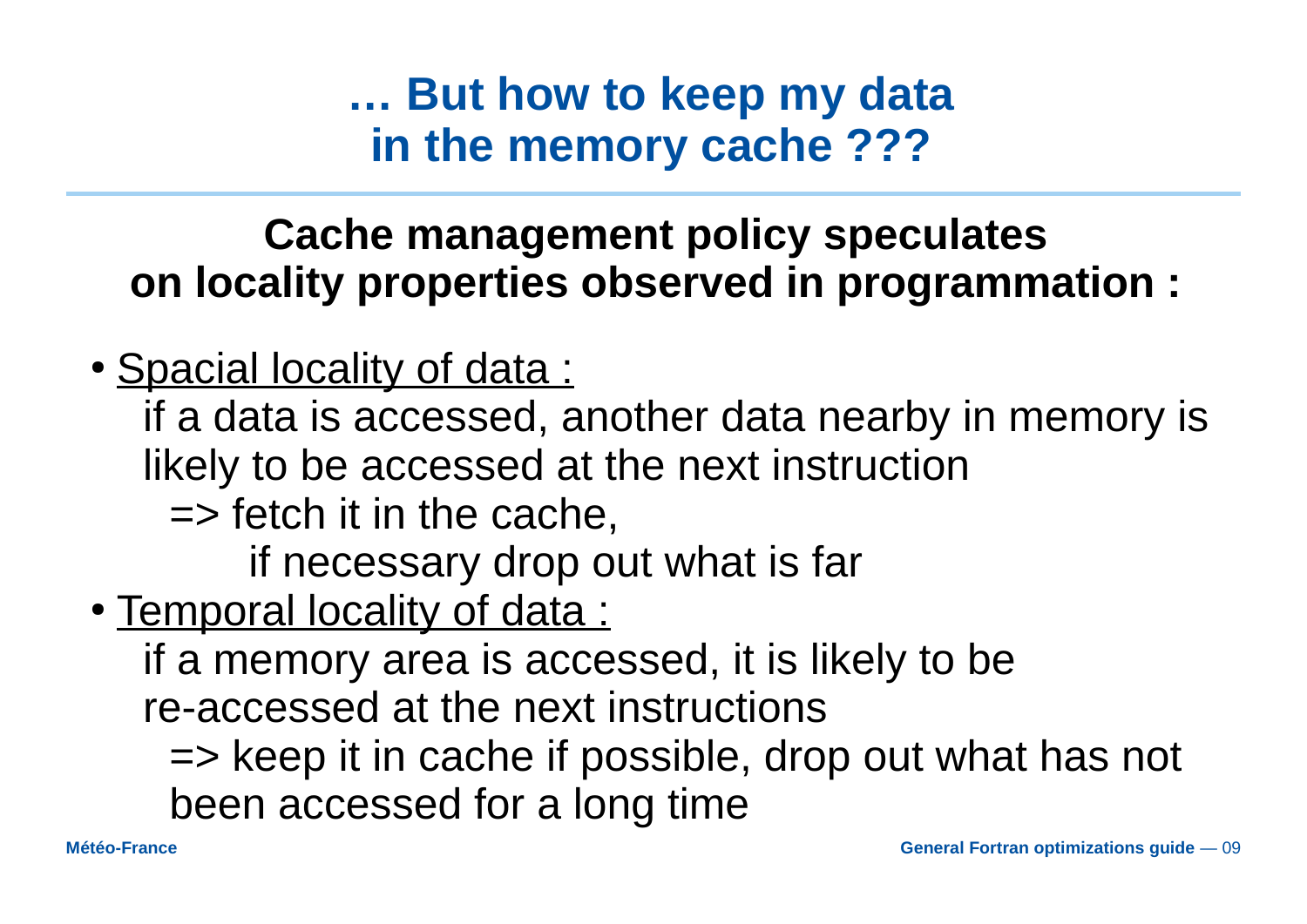# … But how to keep my data in the memory cache ???

## Cache management policy speculates on locality properties observed in programmation :

- Spacial locality of data :

  if a data is accessed, another data nearby in memory is likely to be accessed at the next instruction

  => fetch it in the cache,

  if necessary drop out what is far

- Temporal locality of data :

  if a memory area is accessed, it is likely to be re-accessed at the next instructions

  => keep it in cache if possible, drop out what has not been accessed for a long time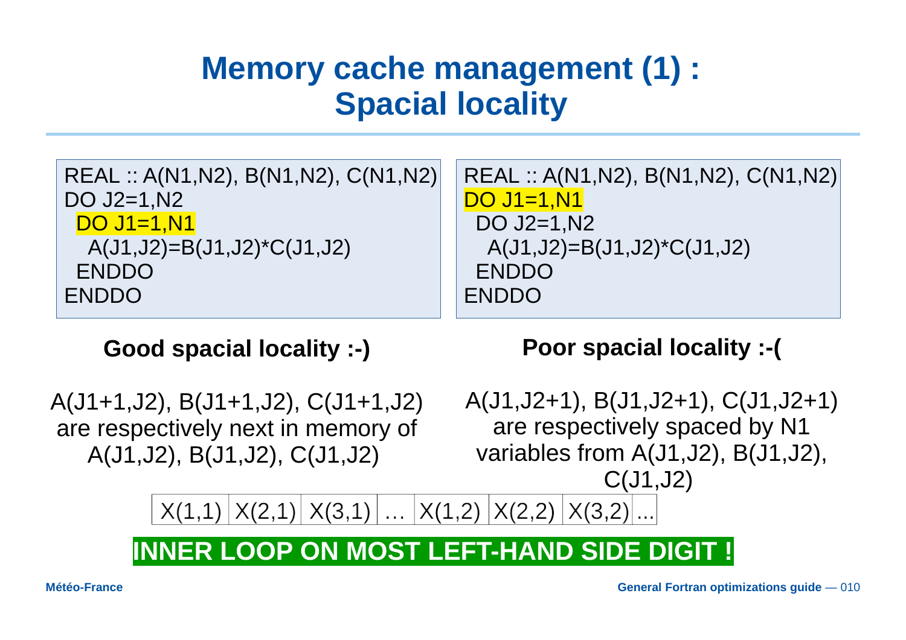# Memory cache management (1) : Spacial locality

```
REAL :: A(N1,N2), B(N1,N2), C(N1,N2)
DO J2=1,N2
 DO J1=1,N1
  A(J1,J2)=B(J1,J2)*C(J1,J2)
 ENDDO
ENDDO
```

**Good spacial locality :-)**

A(J1+1,J2), B(J1+1,J2), C(J1+1,J2) are respectively next in memory of A(J1,J2), B(J1,J2), C(J1,J2)

```
REAL :: A(N1,N2), B(N1,N2), C(N1,N2)
DO J1=1,N1
 DO J2=1,N2
  A(J1,J2)=B(J1,J2)*C(J1,J2)
 ENDDO
ENDDO
```

**Poor spacial locality :-(**

A(J1,J2+1), B(J1,J2+1), C(J1,J2+1) are respectively spaced by N1 variables from A(J1,J2), B(J1,J2), C(J1,J2)

| X(1,1) | X(2,1) | X(3,1) | … | X(1,2) | X(2,2) | X(3,2) | ... |
|---|---|---|---|---|---|---|---|

**INNER LOOP ON MOST LEFT-HAND SIDE DIGIT !**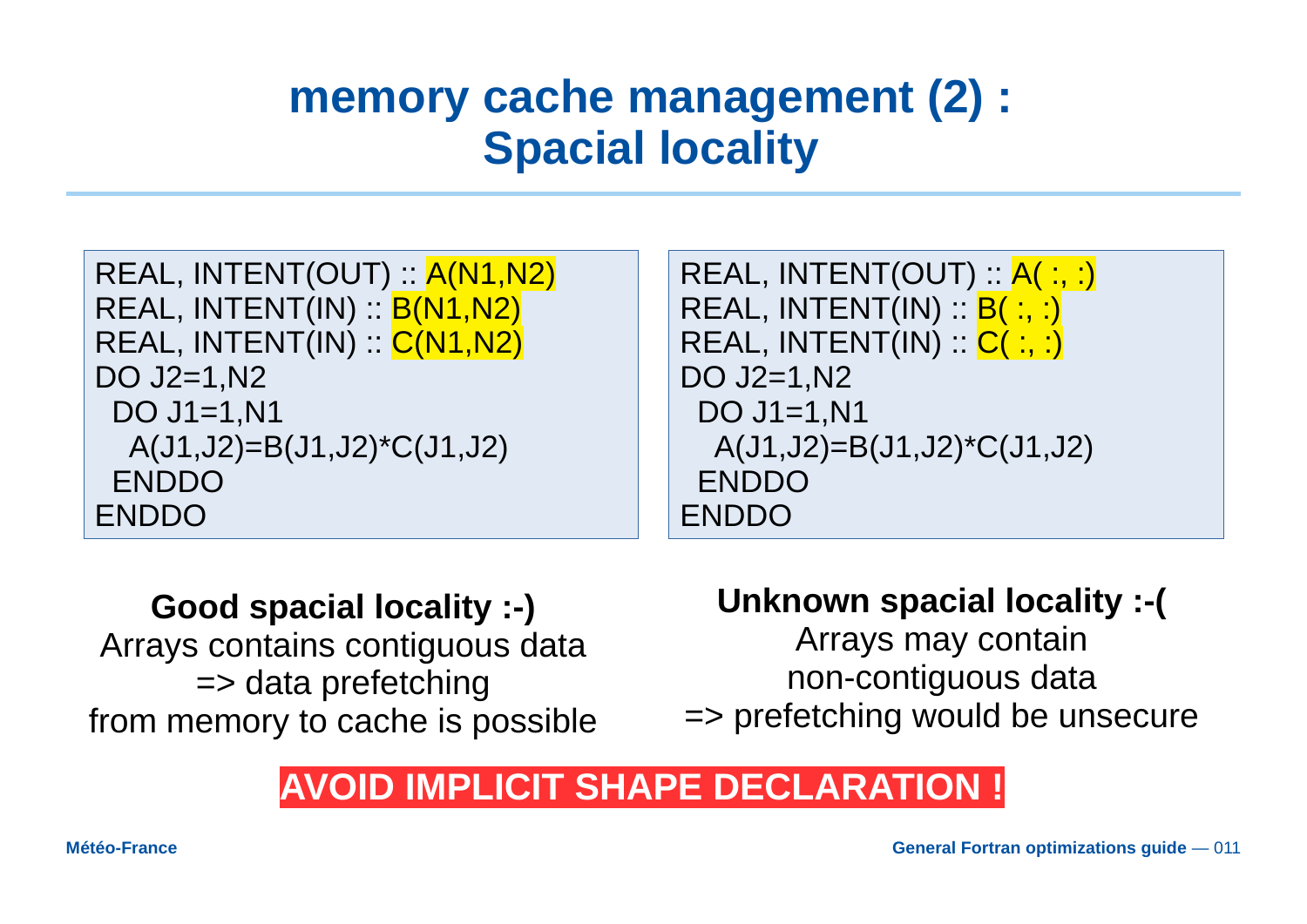# memory cache management (2) : Spacial locality

```
REAL, INTENT(OUT) :: A(N1,N2)
REAL, INTENT(IN) :: B(N1,N2)
REAL, INTENT(IN) :: C(N1,N2)
DO J2=1,N2
 DO J1=1,N1
  A(J1,J2)=B(J1,J2)*C(J1,J2)
 ENDDO
ENDDO
```

**Good spacial locality :-)**
Arrays contains contiguous data
=> data prefetching
from memory to cache is possible

```
REAL, INTENT(OUT) :: A( :, :)
REAL, INTENT(IN) :: B( :, :)
REAL, INTENT(IN) :: C( :, :)
DO J2=1,N2
 DO J1=1,N1
  A(J1,J2)=B(J1,J2)*C(J1,J2)
 ENDDO
ENDDO
```

**Unknown spacial locality :-(**
Arrays may contain
non-contiguous data
=> prefetching would be unsecure

**AVOID IMPLICIT SHAPE DECLARATION !**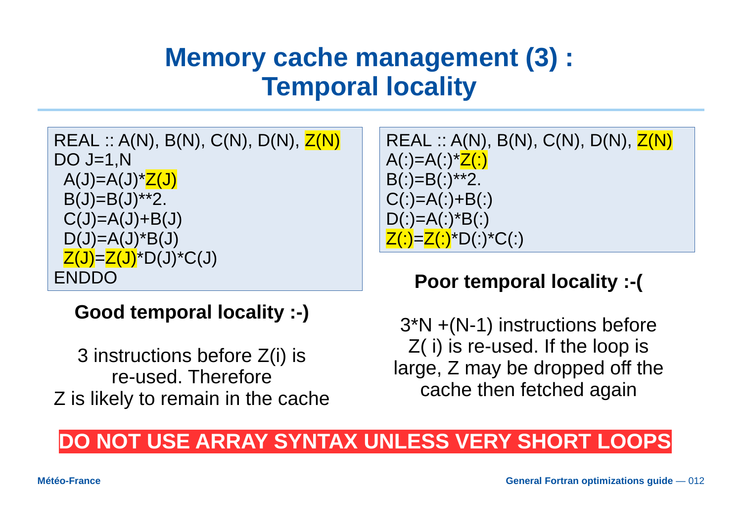# Memory cache management (3) : Temporal locality

```
REAL :: A(N), B(N), C(N), D(N), Z(N)
DO J=1,N
 A(J)=A(J)*Z(J)
 B(J)=B(J)**2.
 C(J)=A(J)+B(J)
 D(J)=A(J)*B(J)
 Z(J)=Z(J)*D(J)*C(J)
ENDDO
```

**Good temporal locality :-)**

3 instructions before Z(i) is re-used. Therefore Z is likely to remain in the cache

```
REAL :: A(N), B(N), C(N), D(N), Z(N)
A(:)=A(:)*Z(:)
B(:)=B(:)**2.
C(:)=A(:)+B(:)
D(:)=A(:)*B(:)
Z(:)=Z(:)*D(:)*C(:)
```

**Poor temporal locality :-(**

3*N +(N-1) instructions before Z( i) is re-used. If the loop is large, Z may be dropped off the cache then fetched again

**DO NOT USE ARRAY SYNTAX UNLESS VERY SHORT LOOPS**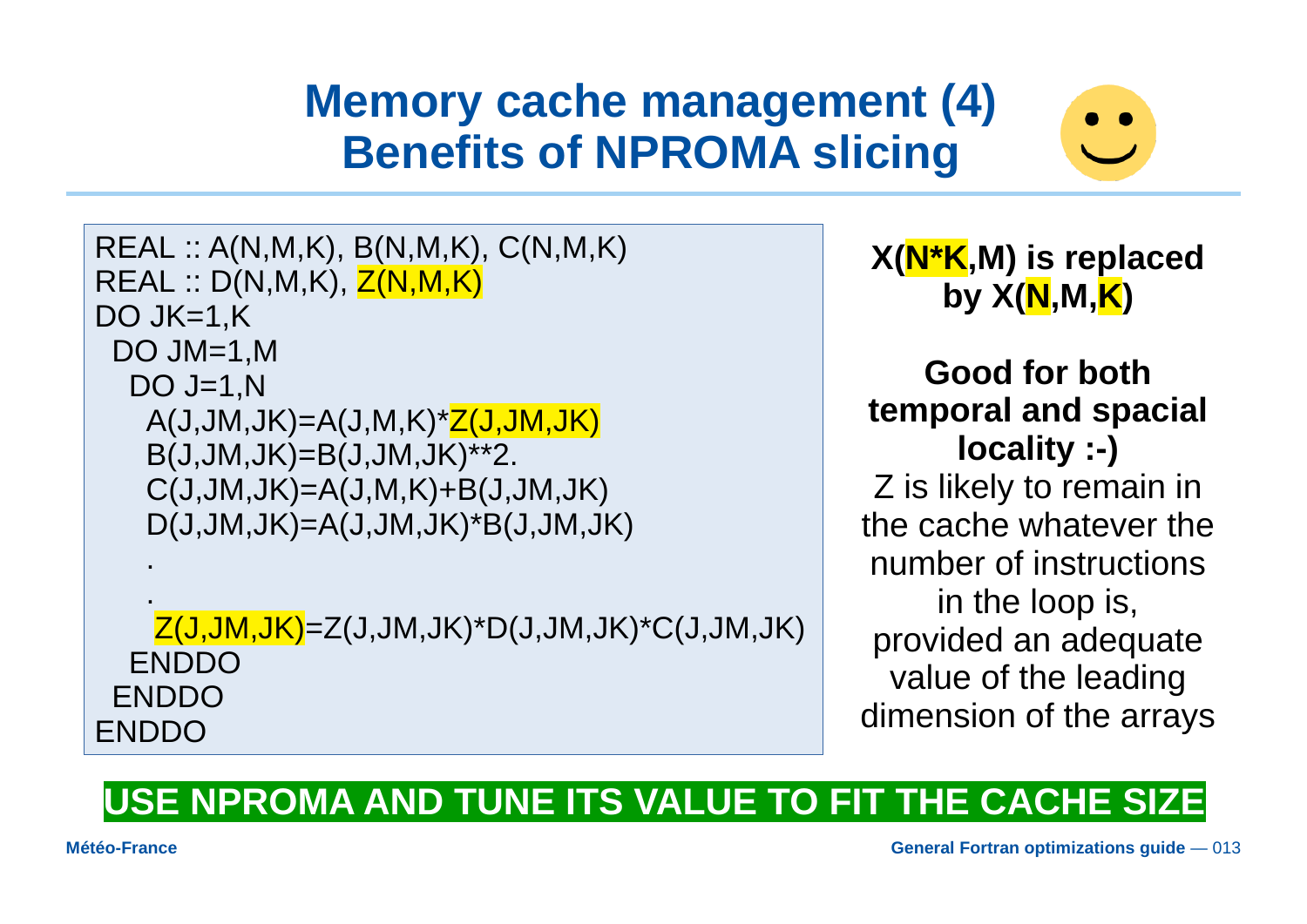# Memory cache management (4)
# Benefits of NPROMA slicing

```
REAL :: A(N,M,K), B(N,M,K), C(N,M,K)
REAL :: D(N,M,K), Z(N,M,K)
DO JK=1,K
 DO JM=1,M
  DO J=1,N
   A(J,JM,JK)=A(J,M,K)*Z(J,JM,JK)
   B(J,JM,JK)=B(J,JM,JK)**2.
   C(J,JM,JK)=A(J,M,K)+B(J,JM,JK)
   D(J,JM,JK)=A(J,JM,JK)*B(J,JM,JK)
   .
   .
    Z(J,JM,JK)=Z(J,JM,JK)*D(J,JM,JK)*C(J,JM,JK)
  ENDDO
 ENDDO
ENDDO
```

**X(N*K,M) is replaced by X(N,M,K)**

**Good for both temporal and spacial locality :-)**

Z is likely to remain in the cache whatever the number of instructions in the loop is, provided an adequate value of the leading dimension of the arrays

**USE NPROMA AND TUNE ITS VALUE TO FIT THE CACHE SIZE**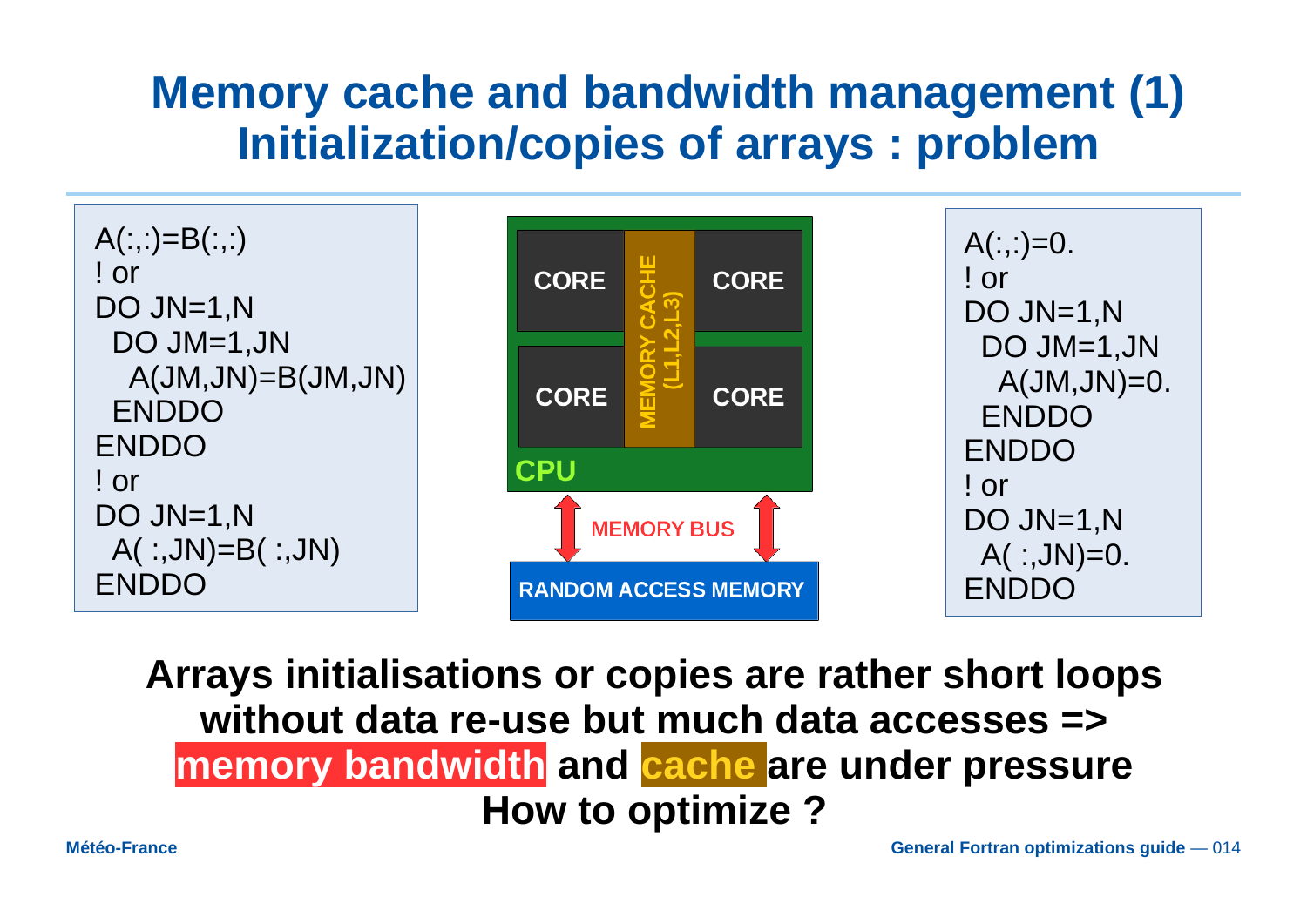# Memory cache and bandwidth management (1)
## Initialization/copies of arrays : problem

```
A(:,:)=B(:,:)
! or
DO JN=1,N
  DO JM=1,JN
    A(JM,JN)=B(JM,JN)
  ENDDO
ENDDO
! or
DO JN=1,N
  A( :,JN)=B( :,JN)
ENDDO
```

CORE | MEMORY CACHE (L1,L2,L3) | CORE
CORE | | CORE
CPU

MEMORY BUS

RANDOM ACCESS MEMORY

```
A(:,:)=0.
! or
DO JN=1,N
  DO JM=1,JN
    A(JM,JN)=0.
  ENDDO
ENDDO
! or
DO JN=1,N
  A( :,JN)=0.
ENDDO
```

**Arrays initialisations or copies are rather short loops without data re-use but much data accesses => memory bandwidth and cache are under pressure**

**How to optimize ?**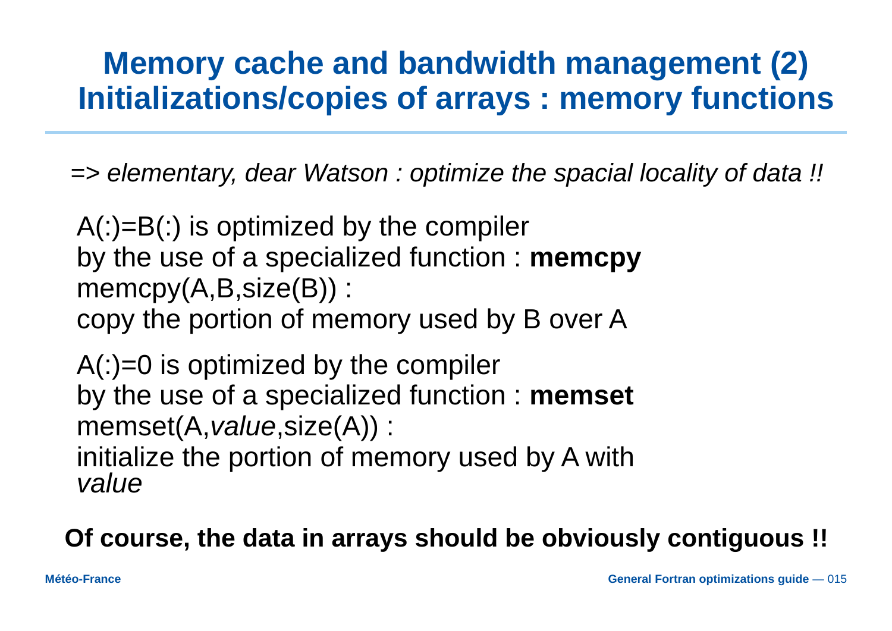# Memory cache and bandwidth management (2) Initializations/copies of arrays : memory functions

*=> elementary, dear Watson : optimize the spacial locality of data !!*

A(:)=B(:) is optimized by the compiler
by the use of a specialized function : **memcpy**
memcpy(A,B,size(B)) :
copy the portion of memory used by B over A

A(:)=0 is optimized by the compiler
by the use of a specialized function : **memset**
memset(A,*value*,size(A)) :
initialize the portion of memory used by A with *value*

**Of course, the data in arrays should be obviously contiguous !!**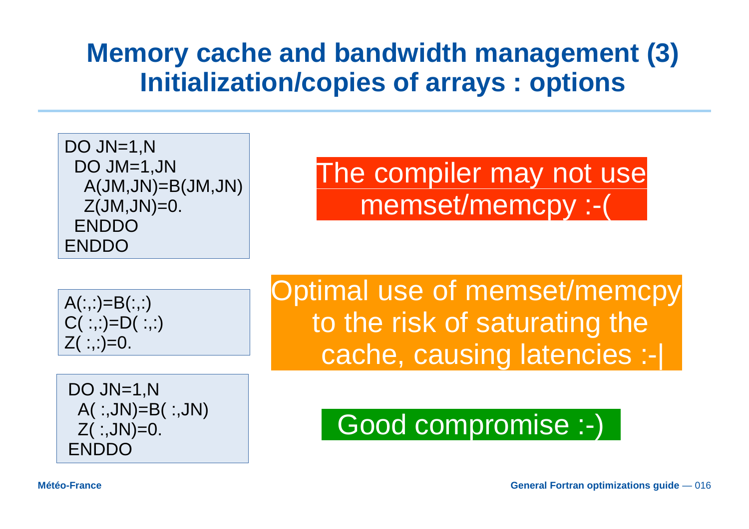# Memory cache and bandwidth management (3)
# Initialization/copies of arrays : options

```
DO JN=1,N
  DO JM=1,JN
    A(JM,JN)=B(JM,JN)
    Z(JM,JN)=0.
  ENDDO
ENDDO
```

The compiler may not use memset/memcpy :-(

```
A(:,:)=B(:,:)
C( :,:)=D( :,:)
Z( :,:)=0.
```

Optimal use of memset/memcpy to the risk of saturating the cache, causing latencies :-|

```
DO JN=1,N
  A( :,JN)=B( :,JN)
  Z( :,JN)=0.
ENDDO
```

Good compromise :-)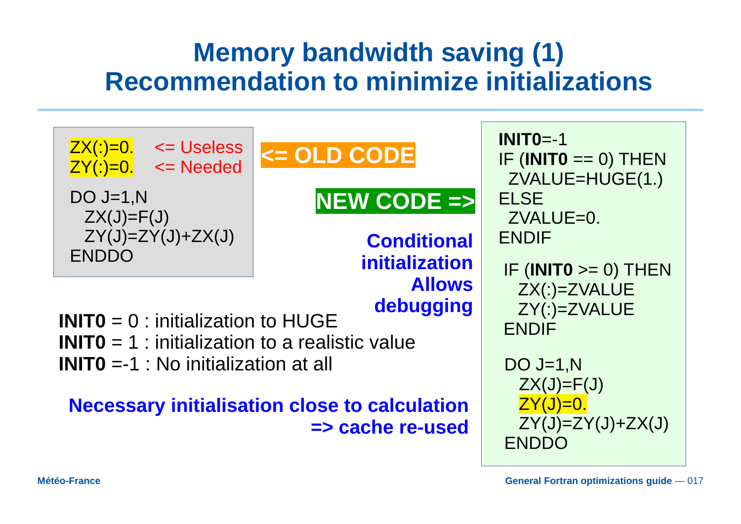# Memory bandwidth saving (1)
# Recommendation to minimize initializations

```
ZX(:)=0.    <= Useless
ZY(:)=0.    <= Needed

DO J=1,N
  ZX(J)=F(J)
  ZY(J)=ZY(J)+ZX(J)
ENDDO
```

**<= OLD CODE**

**NEW CODE =>**

**Conditional initialization Allows debugging**

```
INIT0=-1
IF (INIT0 == 0) THEN
  ZVALUE=HUGE(1.)
ELSE
  ZVALUE=0.
ENDIF

IF (INIT0 >= 0) THEN
  ZX(:)=ZVALUE
  ZY(:)=ZVALUE
ENDIF

DO J=1,N
  ZX(J)=F(J)
  ZY(J)=0.
  ZY(J)=ZY(J)+ZX(J)
ENDDO
```

**INIT0** = 0 : initialization to HUGE
**INIT0** = 1 : initialization to a realistic value
**INIT0** =-1 : No initialization at all

**Necessary initialisation close to calculation => cache re-used**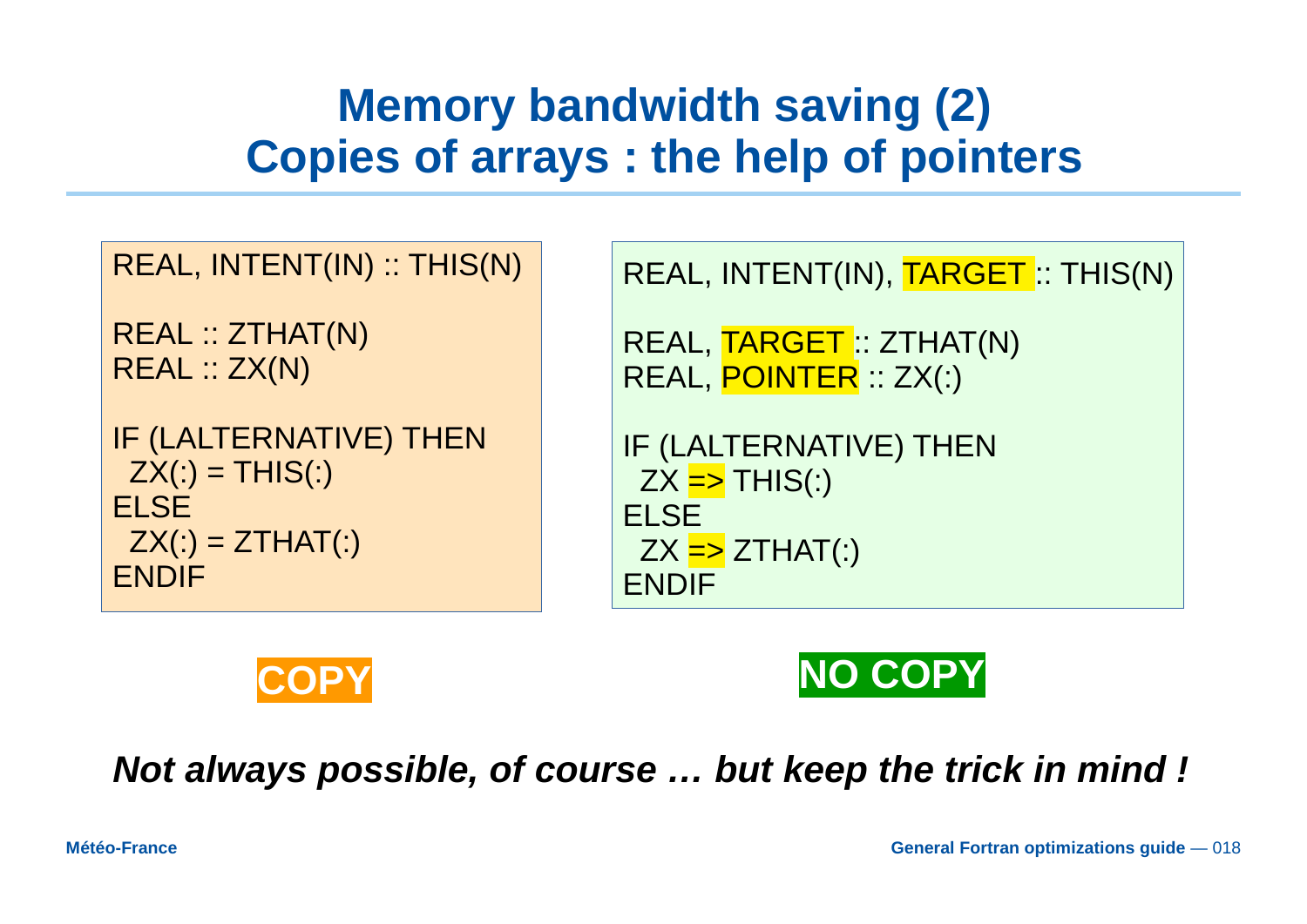# Memory bandwidth saving (2)
# Copies of arrays : the help of pointers

```
REAL, INTENT(IN) :: THIS(N)

REAL :: ZTHAT(N)
REAL :: ZX(N)

IF (LALTERNATIVE) THEN
  ZX(:) = THIS(:)
ELSE
  ZX(:) = ZTHAT(:)
ENDIF
```

**COPY**

```
REAL, INTENT(IN), TARGET :: THIS(N)

REAL, TARGET :: ZTHAT(N)
REAL, POINTER :: ZX(:)

IF (LALTERNATIVE) THEN
  ZX => THIS(:)
ELSE
  ZX => ZTHAT(:)
ENDIF
```

**NO COPY**

***Not always possible, of course … but keep the trick in mind !***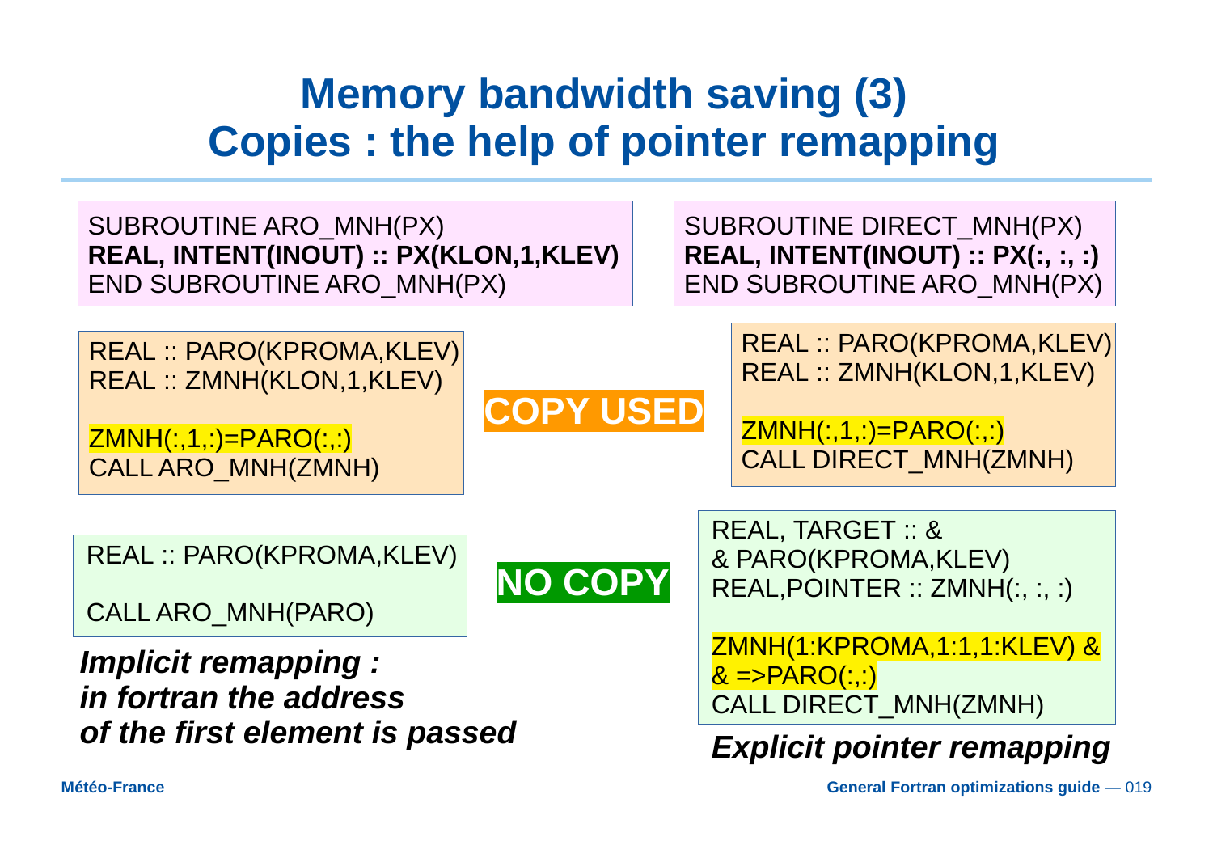# Memory bandwidth saving (3)
# Copies : the help of pointer remapping

```fortran
SUBROUTINE ARO_MNH(PX)
REAL, INTENT(INOUT) :: PX(KLON,1,KLEV)
END SUBROUTINE ARO_MNH(PX)
```

```fortran
SUBROUTINE DIRECT_MNH(PX)
REAL, INTENT(INOUT) :: PX(:, :, :)
END SUBROUTINE ARO_MNH(PX)
```

**COPY USED**

```fortran
REAL :: PARO(KPROMA,KLEV)
REAL :: ZMNH(KLON,1,KLEV)

ZMNH(:,1,:)=PARO(:,:)
CALL ARO_MNH(ZMNH)
```

```fortran
REAL :: PARO(KPROMA,KLEV)
REAL :: ZMNH(KLON,1,KLEV)

ZMNH(:,1,:)=PARO(:,:)
CALL DIRECT_MNH(ZMNH)
```

**NO COPY**

```fortran
REAL :: PARO(KPROMA,KLEV)

CALL ARO_MNH(PARO)
```

***Implicit remapping : in fortran the address of the first element is passed***

```fortran
REAL, TARGET :: &
& PARO(KPROMA,KLEV)
REAL,POINTER :: ZMNH(:, :, :)

ZMNH(1:KPROMA,1:1,1:KLEV) &
& =>PARO(:,:)
CALL DIRECT_MNH(ZMNH)
```

***Explicit pointer remapping***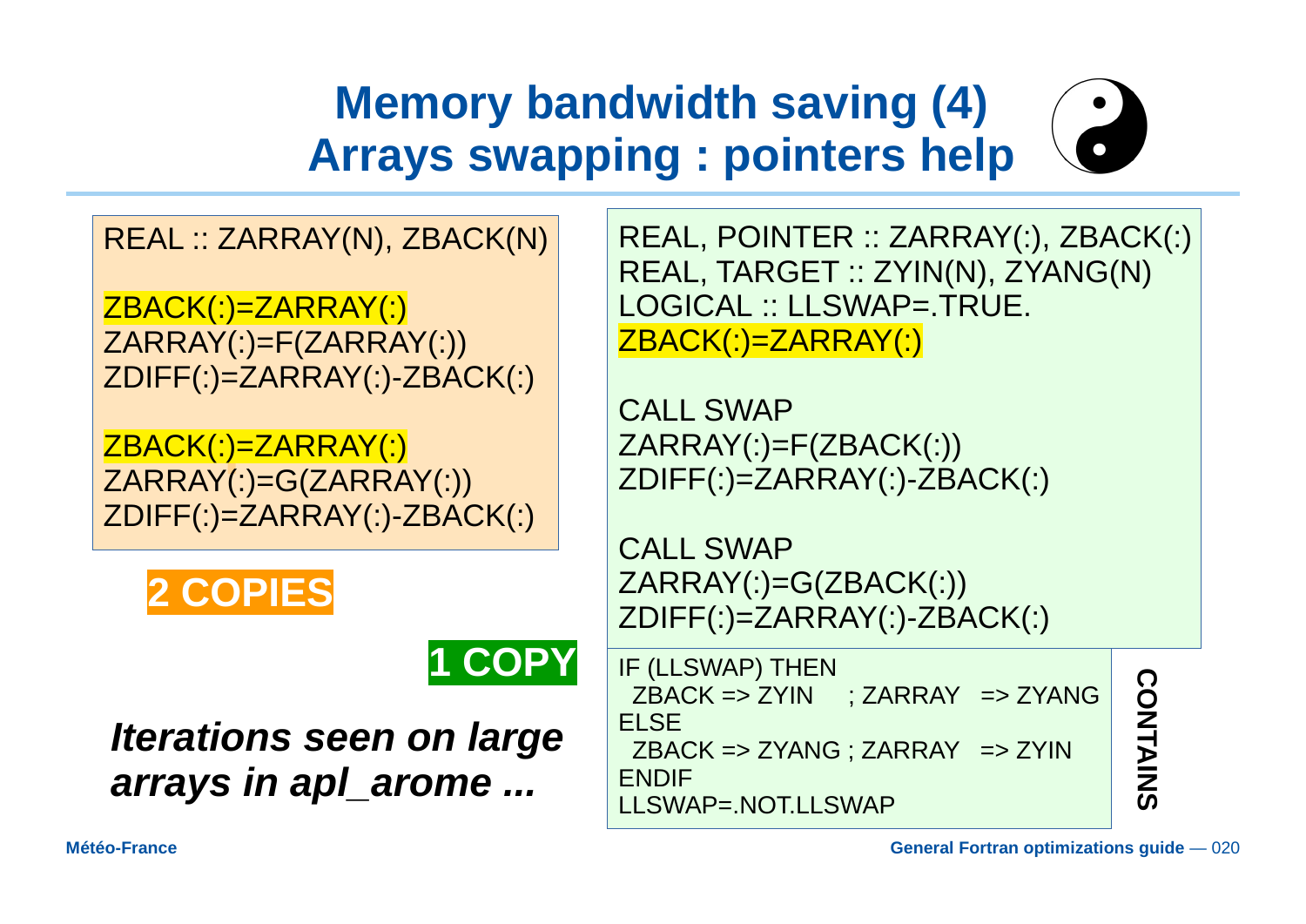# Memory bandwidth saving (4)
# Arrays swapping : pointers help

```fortran
REAL :: ZARRAY(N), ZBACK(N)

ZBACK(:)=ZARRAY(:)
ZARRAY(:)=F(ZARRAY(:))
ZDIFF(:)=ZARRAY(:)-ZBACK(:)

ZBACK(:)=ZARRAY(:)
ZARRAY(:)=G(ZARRAY(:))
ZDIFF(:)=ZARRAY(:)-ZBACK(:)
```

**2 COPIES**

```fortran
REAL, POINTER :: ZARRAY(:), ZBACK(:)
REAL, TARGET :: ZYIN(N), ZYANG(N)
LOGICAL :: LLSWAP=.TRUE.
ZBACK(:)=ZARRAY(:)

CALL SWAP
ZARRAY(:)=F(ZBACK(:))
ZDIFF(:)=ZARRAY(:)-ZBACK(:)

CALL SWAP
ZARRAY(:)=G(ZBACK(:))
ZDIFF(:)=ZARRAY(:)-ZBACK(:)
```

**1 COPY**

**CONTAINS**

```fortran
IF (LLSWAP) THEN
  ZBACK => ZYIN    ; ZARRAY  => ZYANG
ELSE
  ZBACK => ZYANG ; ZARRAY  => ZYIN
ENDIF
LLSWAP=.NOT.LLSWAP
```

***Iterations seen on large arrays in apl_arome ...***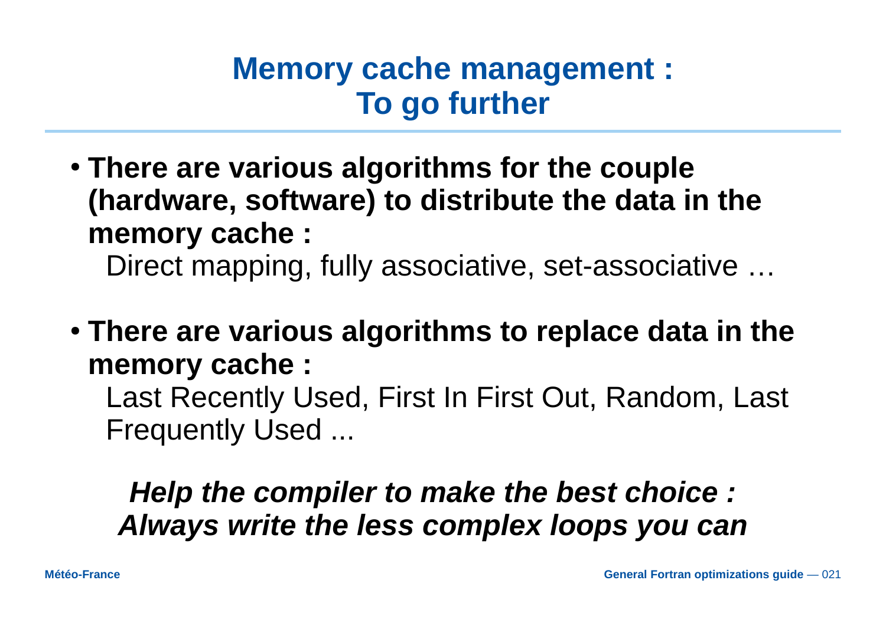# Memory cache management : To go further

- **There are various algorithms for the couple (hardware, software) to distribute the data in the memory cache :**
  Direct mapping, fully associative, set-associative …

- **There are various algorithms to replace data in the memory cache :**
  Last Recently Used, First In First Out, Random, Last Frequently Used ...

***Help the compiler to make the best choice : Always write the less complex loops you can***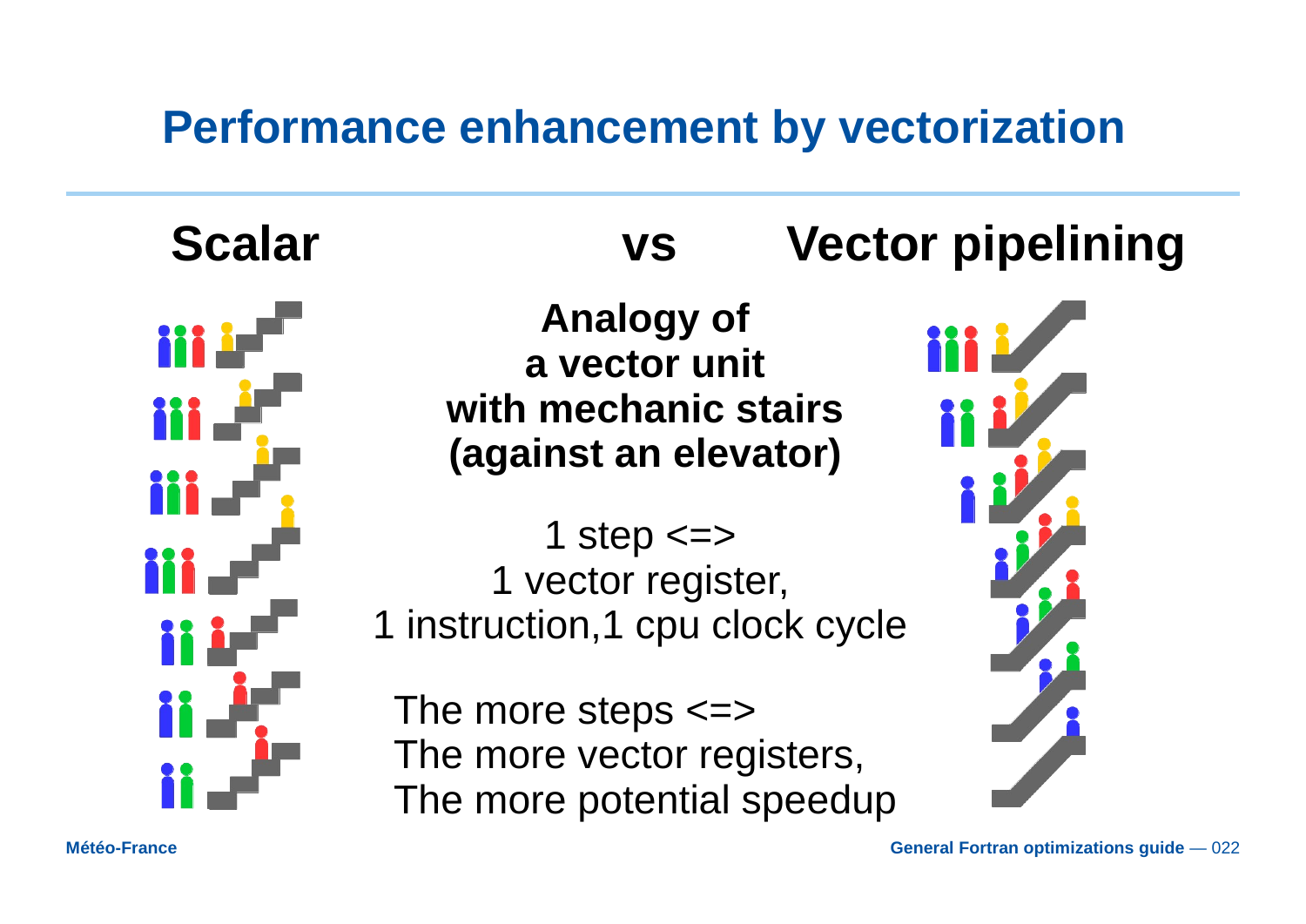# Performance enhancement by vectorization

## Scalar vs Vector pipelining

**Analogy of a vector unit with mechanic stairs (against an elevator)**

1 step <=>
1 vector register,
1 instruction,1 cpu clock cycle

The more steps <=>
The more vector registers,
The more potential speedup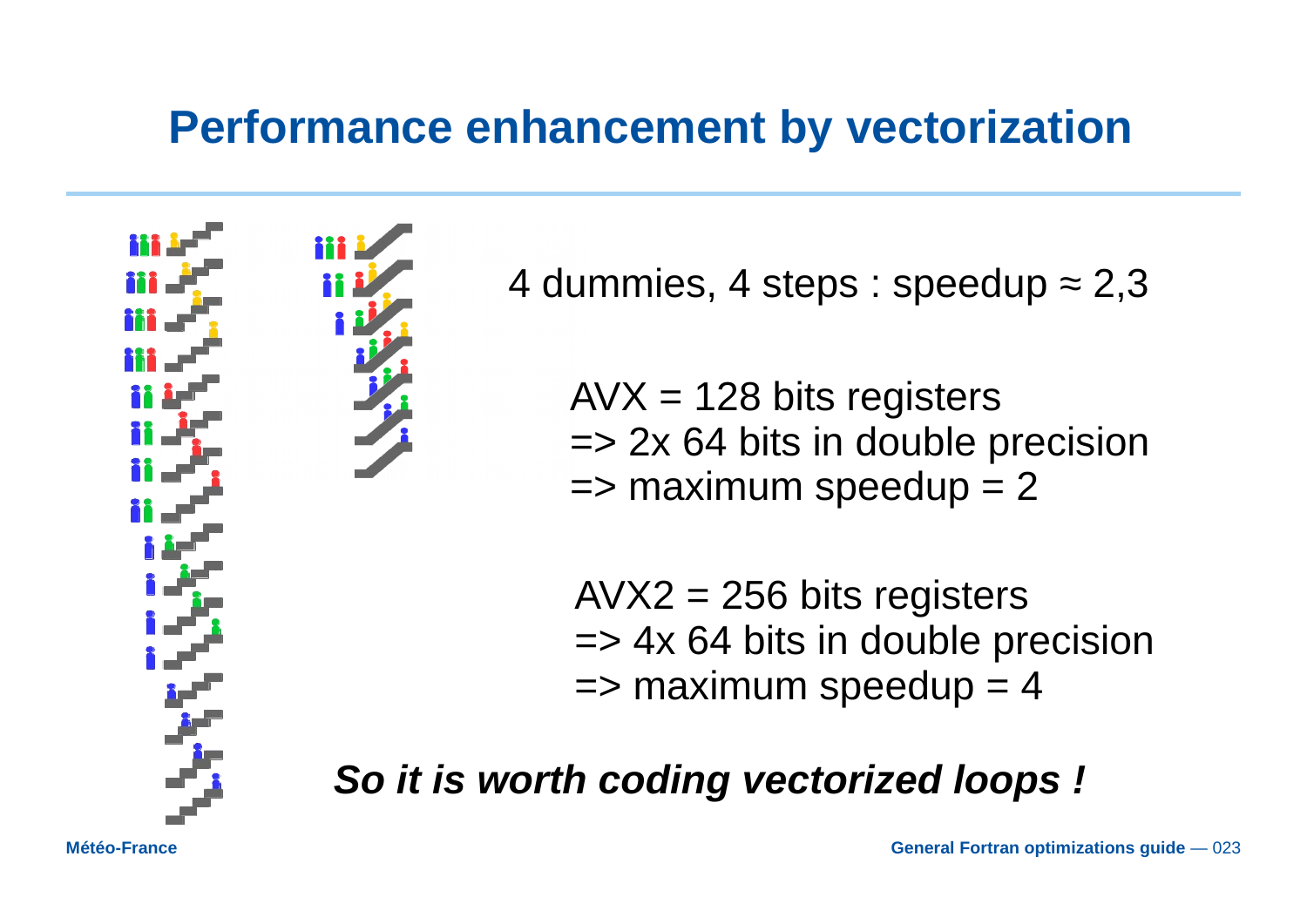# Performance enhancement by vectorization

4 dummies, 4 steps : speedup ≈ 2,3

AVX = 128 bits registers
=> 2x 64 bits in double precision
=> maximum speedup = 2

AVX2 = 256 bits registers
=> 4x 64 bits in double precision
=> maximum speedup = 4

***So it is worth coding vectorized loops !***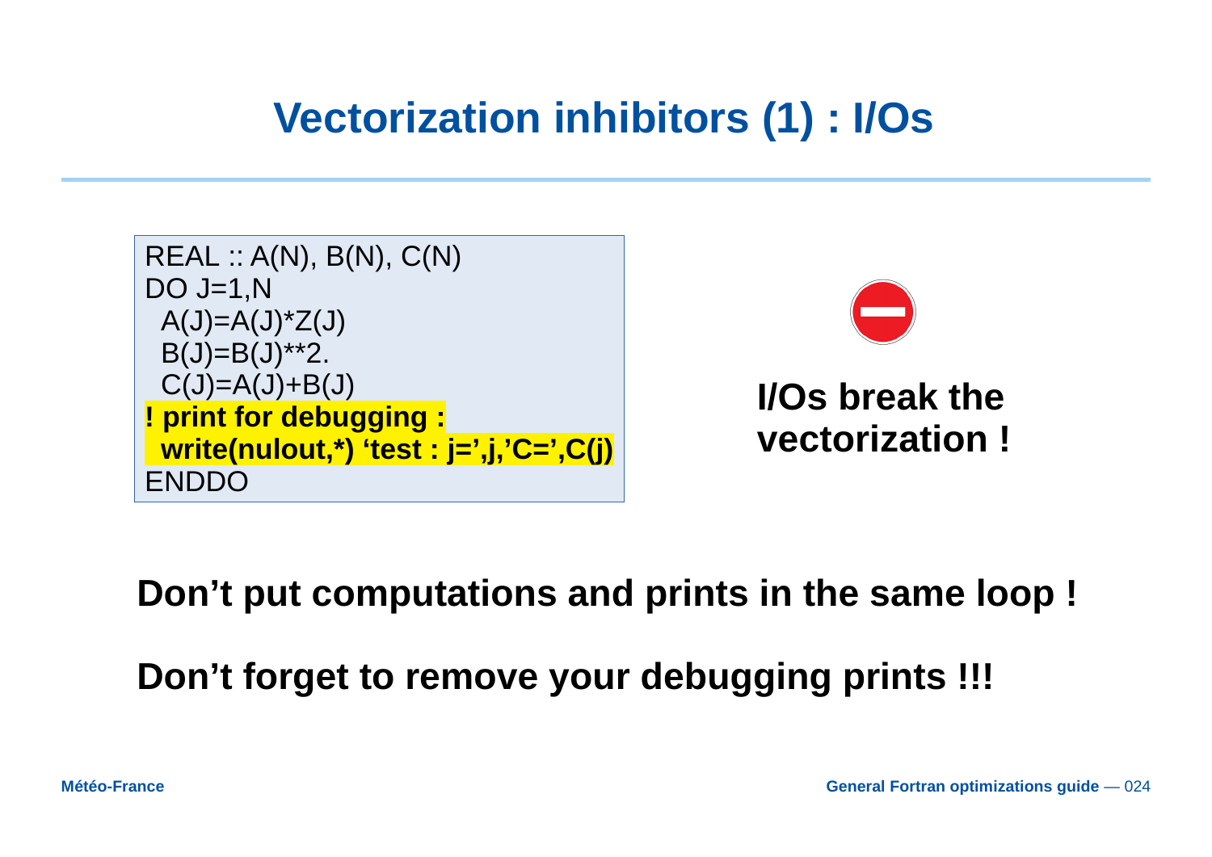# Vectorization inhibitors (1) : I/Os

```
REAL :: A(N), B(N), C(N)
DO J=1,N
  A(J)=A(J)*Z(J)
  B(J)=B(J)**2.
  C(J)=A(J)+B(J)
! print for debugging :
  write(nulout,*) ‘test : j=’,j,’C=’,C(j)
ENDDO
```

**I/Os break the vectorization !**

**Don’t put computations and prints in the same loop !**

**Don’t forget to remove your debugging prints !!!**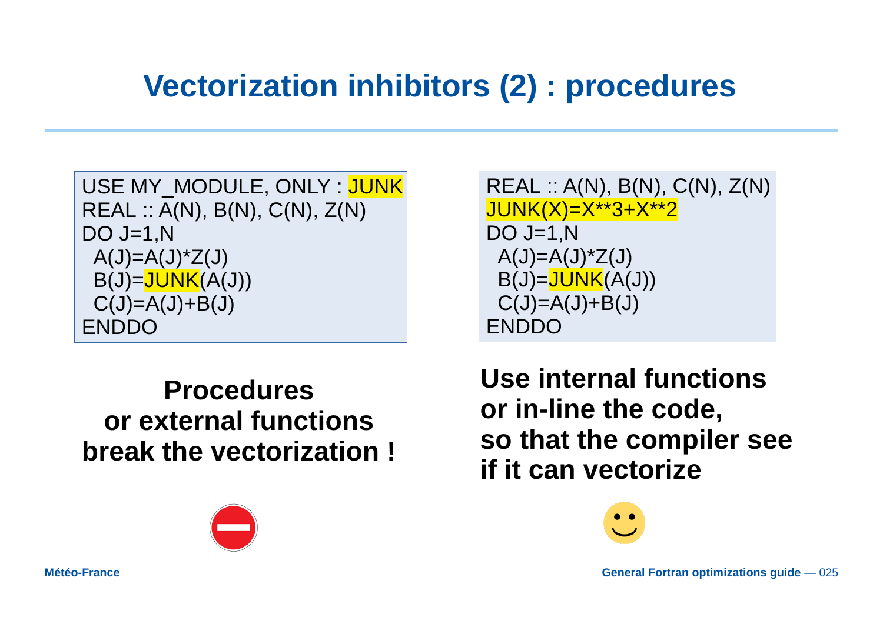# Vectorization inhibitors (2) : procedures

```
USE MY_MODULE, ONLY : JUNK
REAL :: A(N), B(N), C(N), Z(N)
DO J=1,N
 A(J)=A(J)*Z(J)
 B(J)=JUNK(A(J))
 C(J)=A(J)+B(J)
ENDDO
```

**Procedures or external functions break the vectorization !**

```
REAL :: A(N), B(N), C(N), Z(N)
JUNK(X)=X**3+X**2
DO J=1,N
 A(J)=A(J)*Z(J)
 B(J)=JUNK(A(J))
 C(J)=A(J)+B(J)
ENDDO
```

**Use internal functions or in-line the code, so that the compiler see if it can vectorize**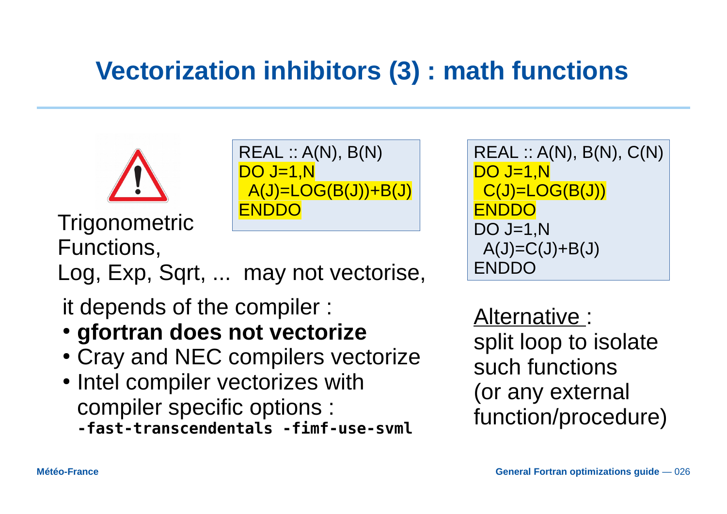# Vectorization inhibitors (3) : math functions

Trigonometric Functions,
Log, Exp, Sqrt, ... may not vectorise,

```
REAL :: A(N), B(N)
DO J=1,N
  A(J)=LOG(B(J))+B(J)
ENDDO
```

it depends of the compiler :

- **gfortran does not vectorize**
- Cray and NEC compilers vectorize
- Intel compiler vectorizes with compiler specific options : **`-fast-transcendentals -fimf-use-svml`**

```
REAL :: A(N), B(N), C(N)
DO J=1,N
  C(J)=LOG(B(J))
ENDDO
DO J=1,N
  A(J)=C(J)+B(J)
ENDDO
```

<u>Alternative</u> :
split loop to isolate such functions (or any external function/procedure)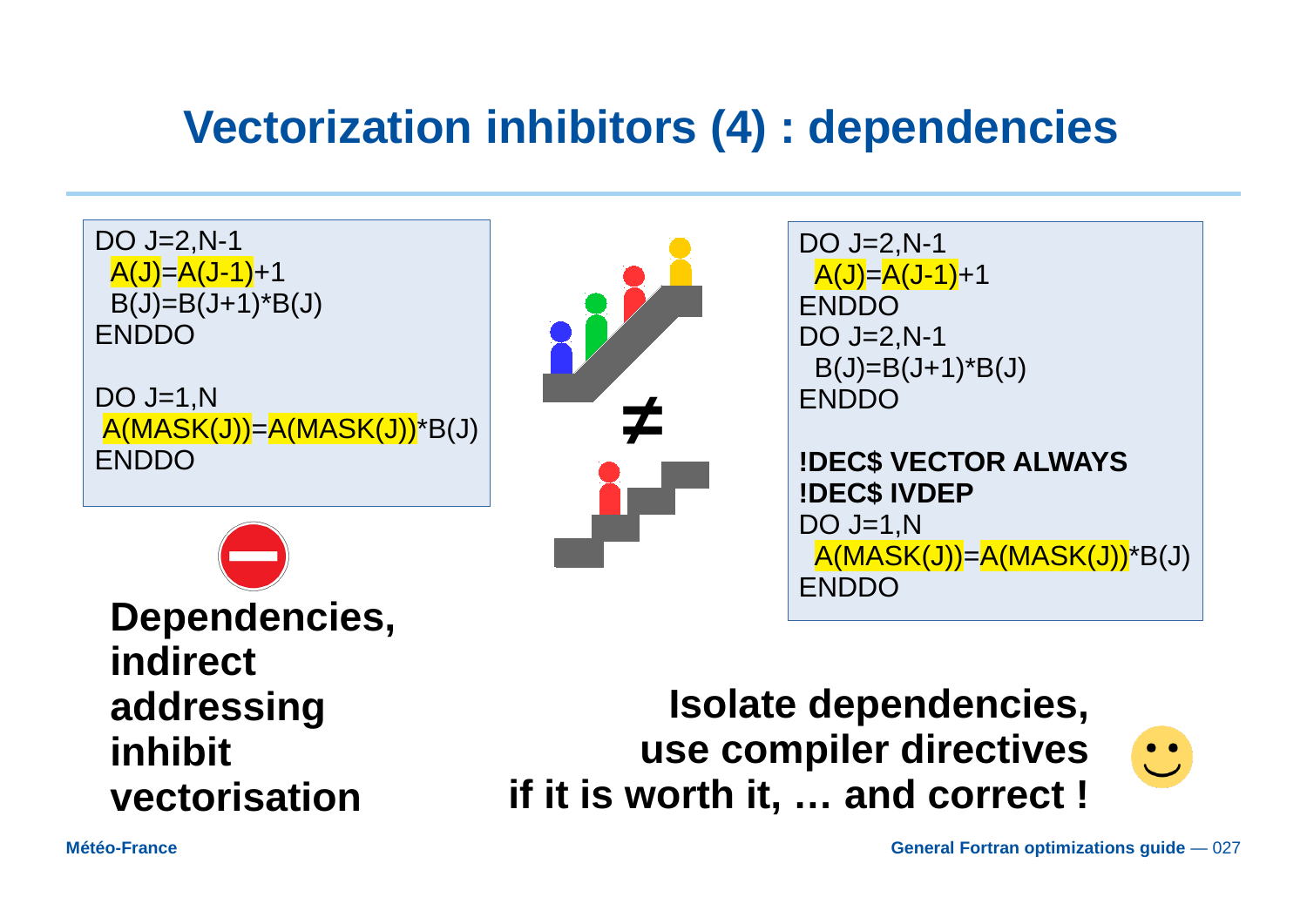# Vectorization inhibitors (4) : dependencies

```
DO J=2,N-1
 A(J)=A(J-1)+1
 B(J)=B(J+1)*B(J)
ENDDO

DO J=1,N
 A(MASK(J))=A(MASK(J))*B(J)
ENDDO
```

**Dependencies, indirect addressing inhibit vectorisation**

≠

```
DO J=2,N-1
 A(J)=A(J-1)+1
ENDDO
DO J=2,N-1
 B(J)=B(J+1)*B(J)
ENDDO

!DEC$ VECTOR ALWAYS
!DEC$ IVDEP
DO J=1,N
 A(MASK(J))=A(MASK(J))*B(J)
ENDDO
```

**Isolate dependencies, use compiler directives if it is worth it, … and correct !**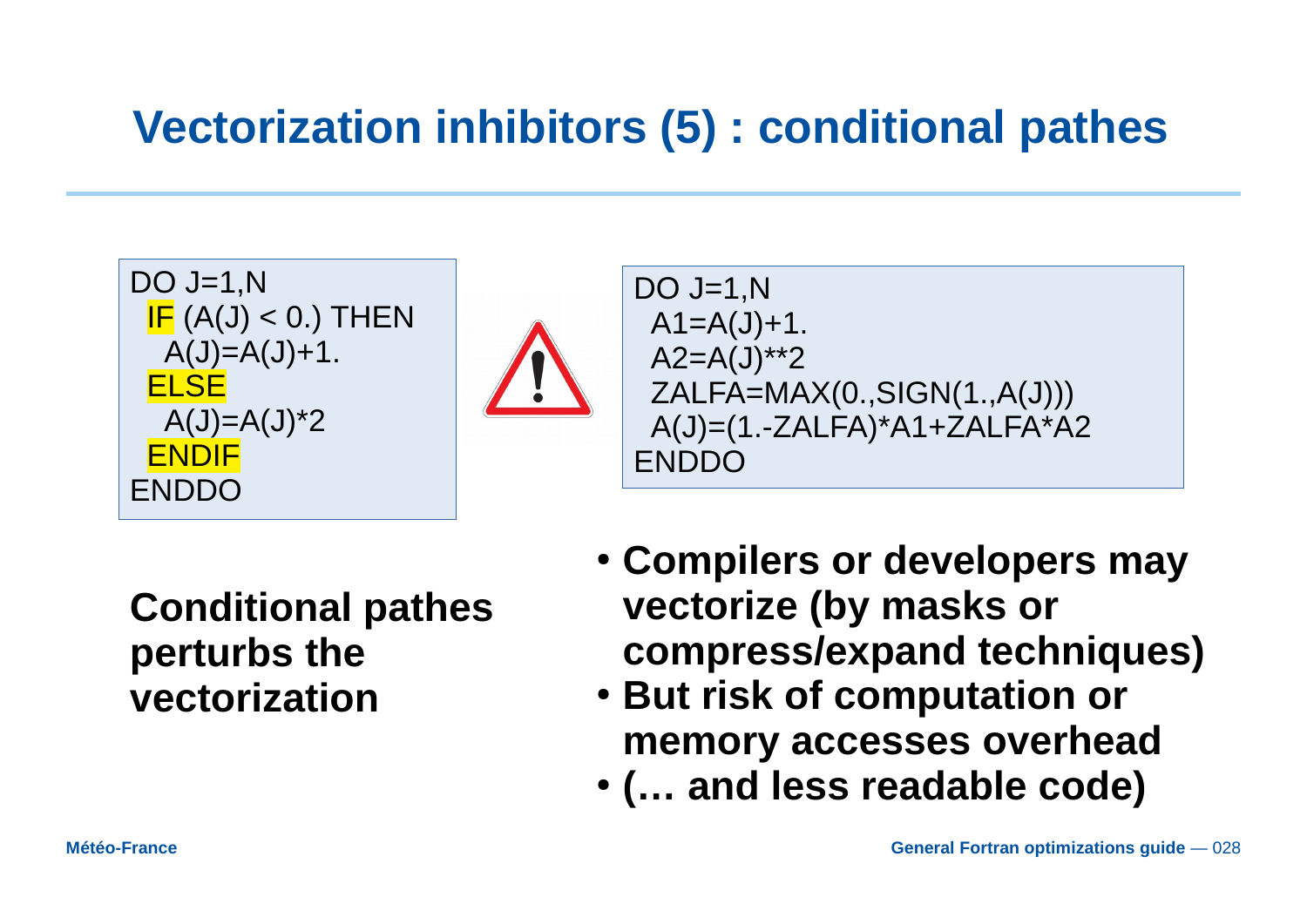# Vectorization inhibitors (5) : conditional pathes

```
DO J=1,N
 IF (A(J) < 0.) THEN
  A(J)=A(J)+1.
 ELSE
  A(J)=A(J)*2
 ENDIF
ENDDO
```

```
DO J=1,N
 A1=A(J)+1.
 A2=A(J)**2
 ZALFA=MAX(0.,SIGN(1.,A(J)))
 A(J)=(1.-ZALFA)*A1+ZALFA*A2
ENDDO
```

**Conditional pathes perturbs the vectorization**

- **Compilers or developers may vectorize (by masks or compress/expand techniques)**
- **But risk of computation or memory accesses overhead**
- **(… and less readable code)**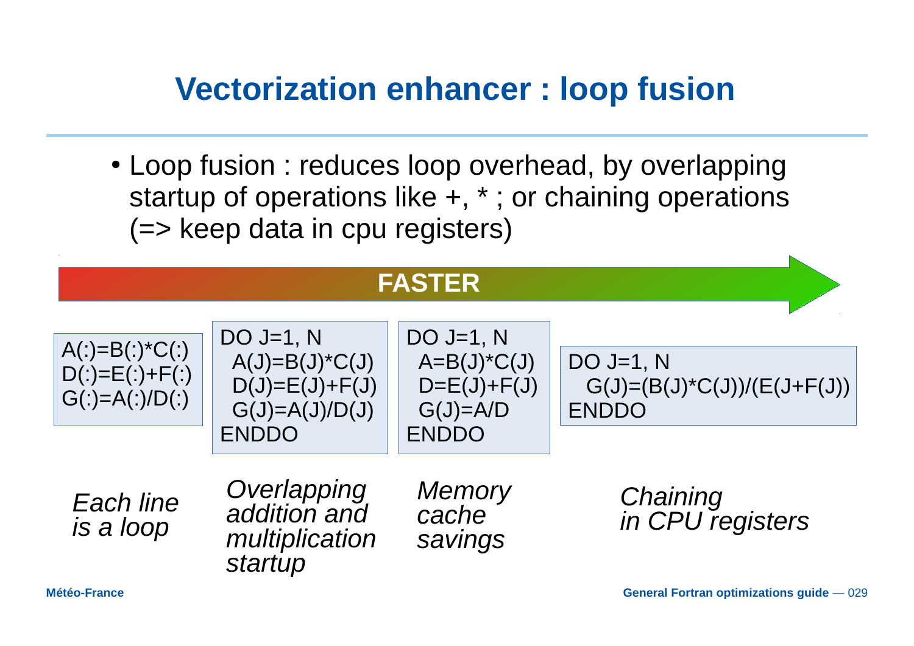# Vectorization enhancer : loop fusion

- Loop fusion : reduces loop overhead, by overlapping startup of operations like +, * ; or chaining operations (=> keep data in cpu registers)

**FASTER** →

```
A(:)=B(:)*C(:)
D(:)=E(:)+F(:)
G(:)=A(:)/D(:)
```

*Each line is a loop*

```
DO J=1, N
  A(J)=B(J)*C(J)
  D(J)=E(J)+F(J)
  G(J)=A(J)/D(J)
ENDDO
```

*Overlapping addition and multiplication startup*

```
DO J=1, N
  A=B(J)*C(J)
  D=E(J)+F(J)
  G(J)=A/D
ENDDO
```

*Memory cache savings*

```
DO J=1, N
  G(J)=(B(J)*C(J))/(E(J+F(J))
ENDDO
```

*Chaining in CPU registers*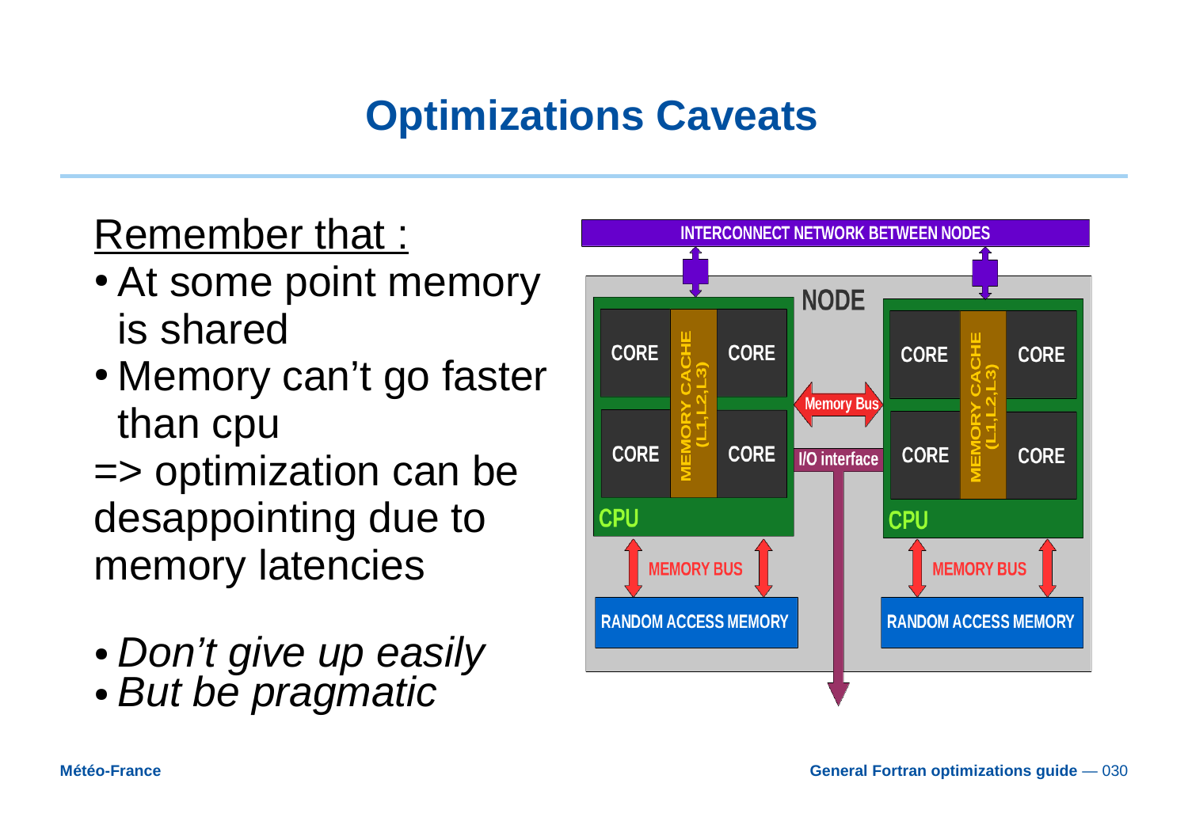# Optimizations Caveats

Remember that :

- At some point memory is shared
- Memory can't go faster than cpu

=> optimization can be desappointing due to memory latencies

- *Don't give up easily*
- *But be pragmatic*

INTERCONNECT NETWORK BETWEEN NODES

NODE

CORE | MEMORY CACHE (L1,L2,L3) | CORE

CORE | CORE

CPU

Memory Bus

I/O interface

MEMORY BUS

RANDOM ACCESS MEMORY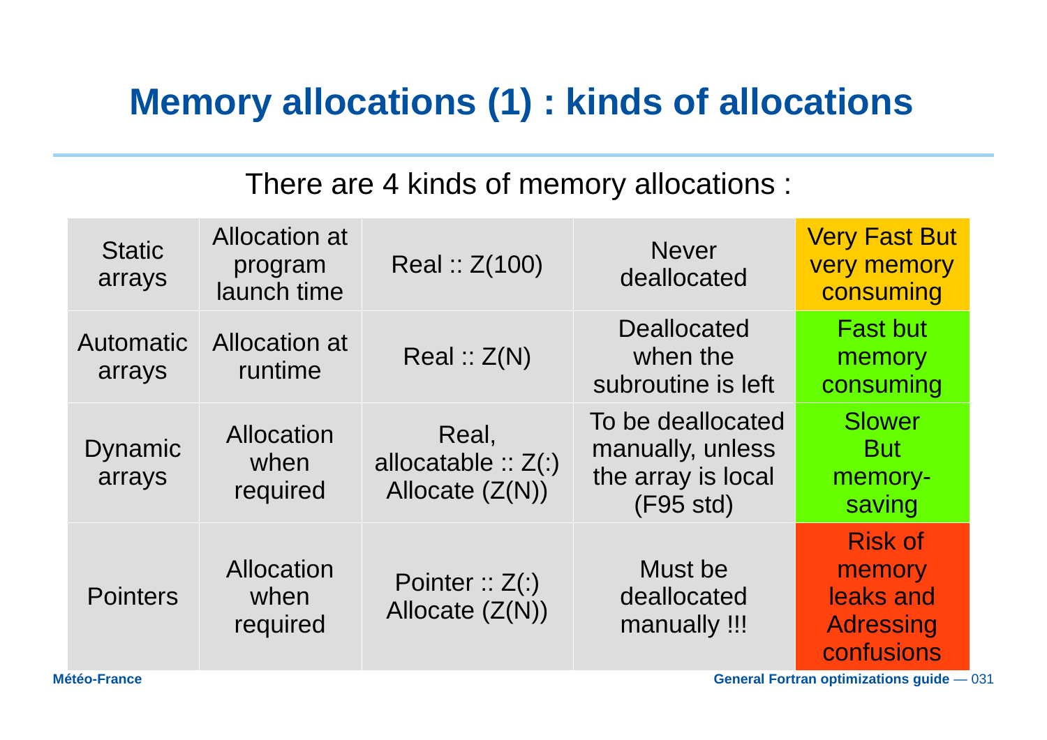# Memory allocations (1) : kinds of allocations

There are 4 kinds of memory allocations :

| | | | | |
|---|---|---|---|---|
| Static arrays | Allocation at program launch time | Real :: Z(100) | Never deallocated | Very Fast But very memory consuming |
| Automatic arrays | Allocation at runtime | Real :: Z(N) | Deallocated when the subroutine is left | Fast but memory consuming |
| Dynamic arrays | Allocation when required | Real, allocatable :: Z(:) Allocate (Z(N)) | To be deallocated manually, unless the array is local (F95 std) | Slower But memory-saving |
| Pointers | Allocation when required | Pointer :: Z(:) Allocate (Z(N)) | Must be deallocated manually !!! | Risk of memory leaks and Adressing confusions |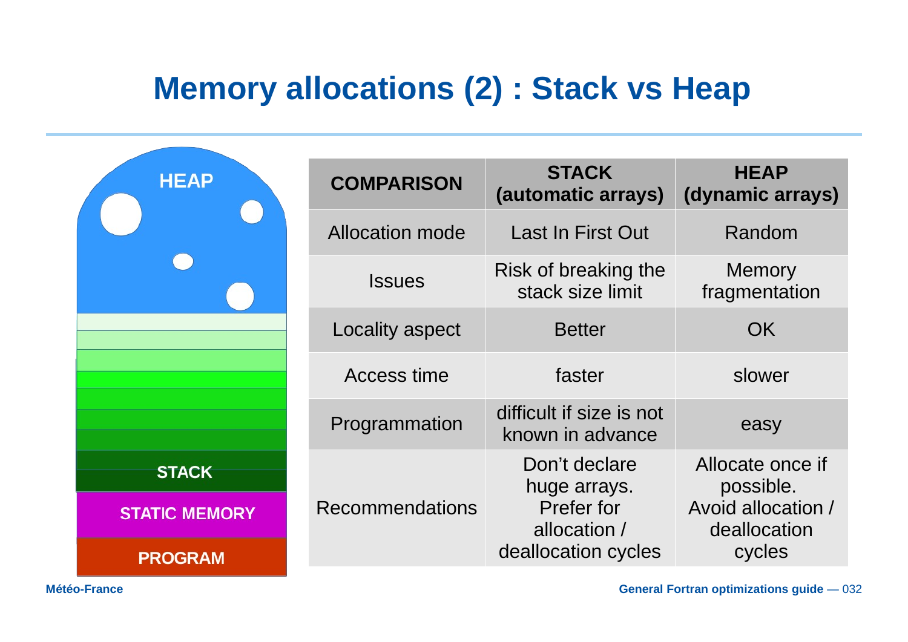# Memory allocations (2) : Stack vs Heap

| COMPARISON | STACK (automatic arrays) | HEAP (dynamic arrays) |
|---|---|---|
| Allocation mode | Last In First Out | Random |
| Issues | Risk of breaking the stack size limit | Memory fragmentation |
| Locality aspect | Better | OK |
| Access time | faster | slower |
| Programmation | difficult if size is not known in advance | easy |
| Recommendations | Don't declare huge arrays. Prefer for allocation / deallocation cycles | Allocate once if possible. Avoid allocation / deallocation cycles |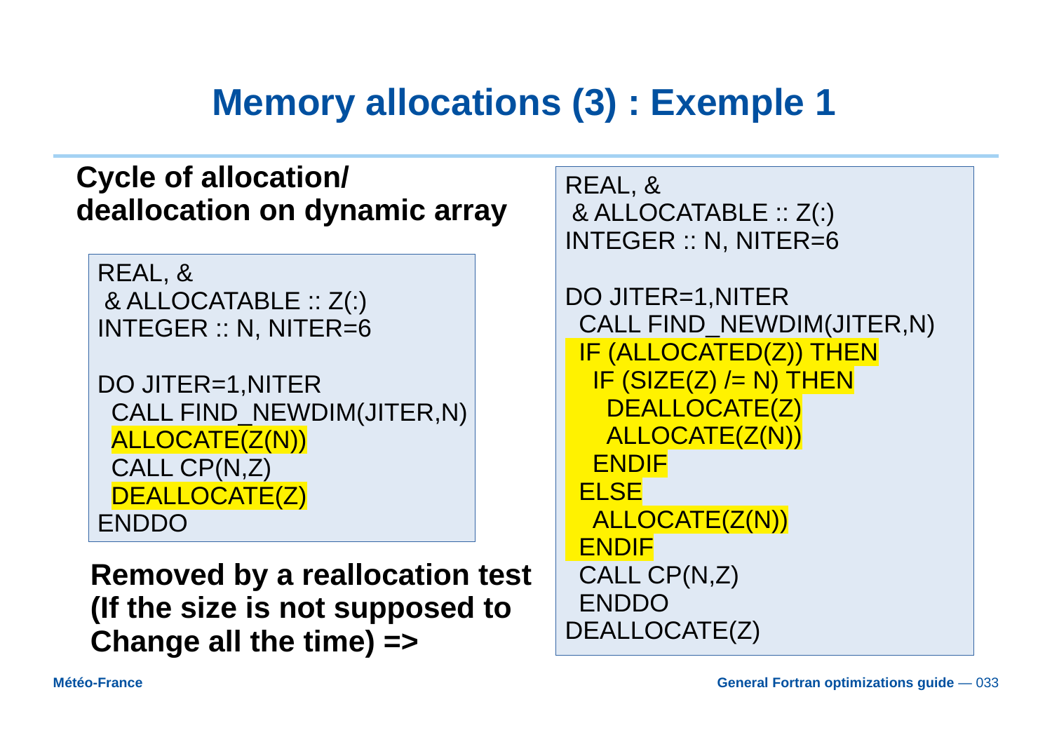# Memory allocations (3) : Exemple 1

**Cycle of allocation/ deallocation on dynamic array**

```
REAL, &
 & ALLOCATABLE :: Z(:)
INTEGER :: N, NITER=6

DO JITER=1,NITER
  CALL FIND_NEWDIM(JITER,N)
  ALLOCATE(Z(N))
  CALL CP(N,Z)
  DEALLOCATE(Z)
ENDDO
```

**Removed by a reallocation test (If the size is not supposed to Change all the time) =>**

```
REAL, &
 & ALLOCATABLE :: Z(:)
INTEGER :: N, NITER=6

DO JITER=1,NITER
  CALL FIND_NEWDIM(JITER,N)
  IF (ALLOCATED(Z)) THEN
    IF (SIZE(Z) /= N) THEN
      DEALLOCATE(Z)
      ALLOCATE(Z(N))
    ENDIF
  ELSE
    ALLOCATE(Z(N))
  ENDIF
  CALL CP(N,Z)
  ENDDO
DEALLOCATE(Z)
```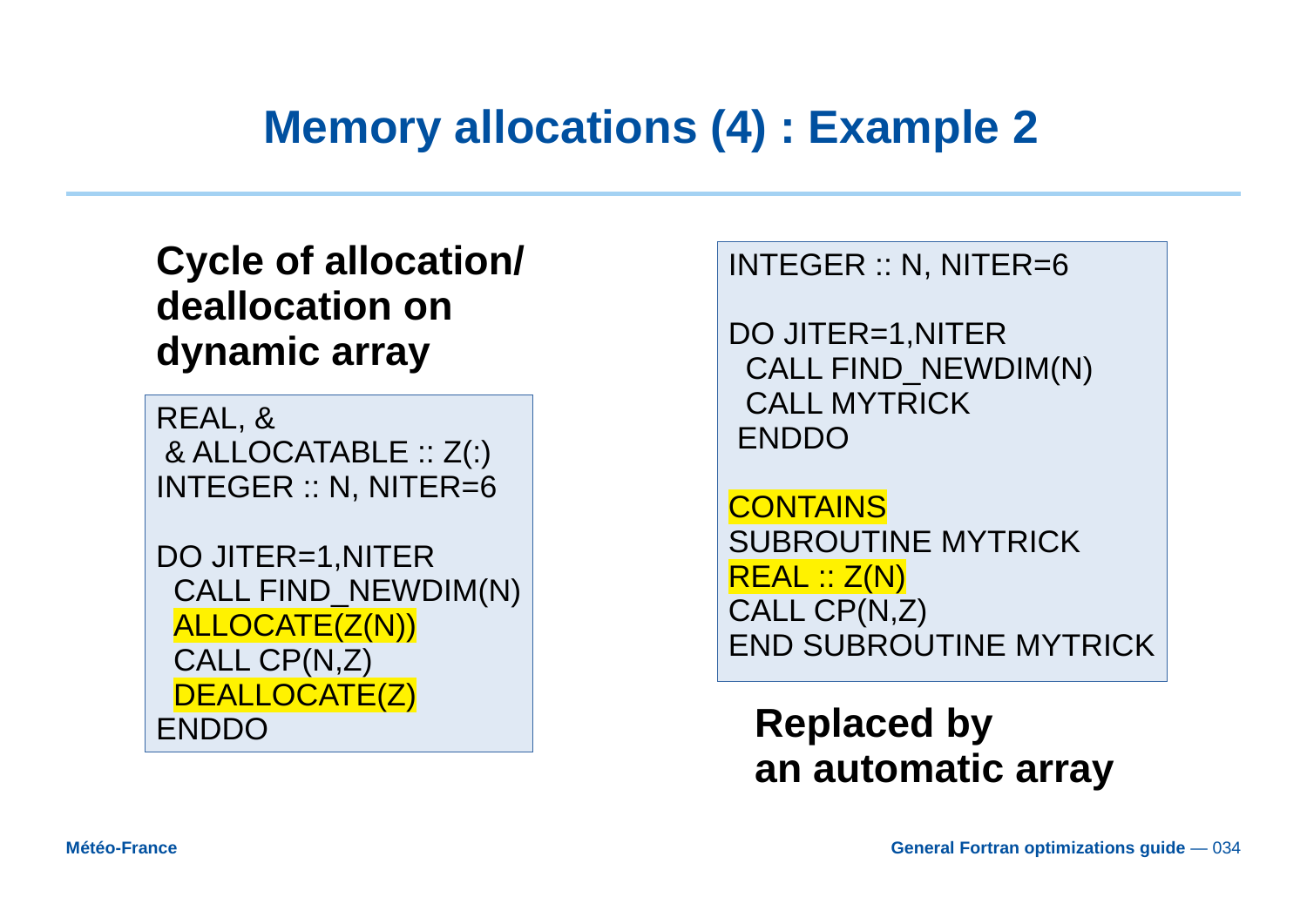# Memory allocations (4) : Example 2

**Cycle of allocation/ deallocation on dynamic array**

```
REAL, &
 & ALLOCATABLE :: Z(:)
INTEGER :: N, NITER=6

DO JITER=1,NITER
  CALL FIND_NEWDIM(N)
  ALLOCATE(Z(N))
  CALL CP(N,Z)
  DEALLOCATE(Z)
ENDDO
```

```
INTEGER :: N, NITER=6

DO JITER=1,NITER
  CALL FIND_NEWDIM(N)
  CALL MYTRICK
 ENDDO

CONTAINS
SUBROUTINE MYTRICK
REAL :: Z(N)
CALL CP(N,Z)
END SUBROUTINE MYTRICK
```

**Replaced by an automatic array**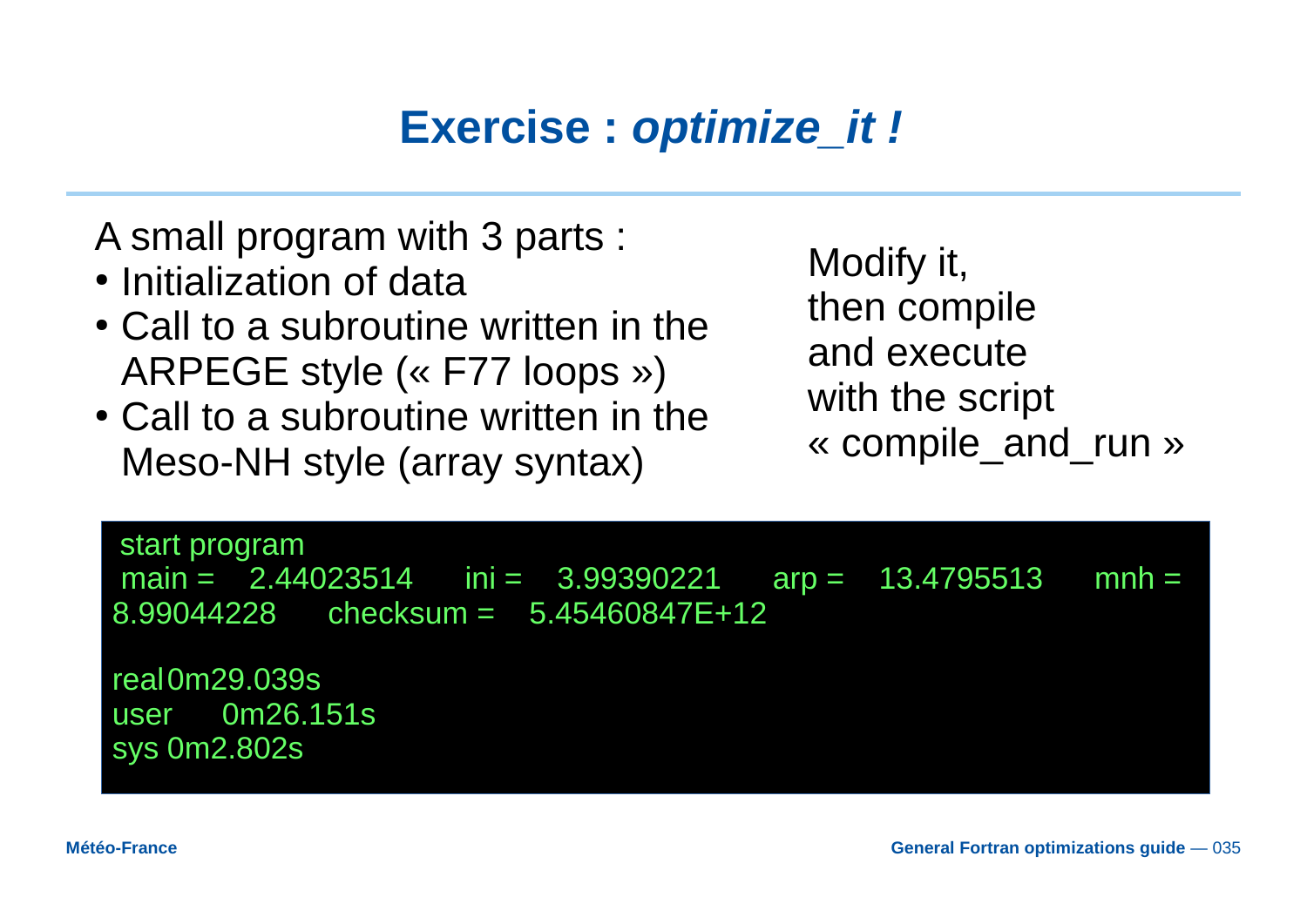# Exercise : *optimize_it !*

A small program with 3 parts :

- Initialization of data
- Call to a subroutine written in the ARPEGE style (« F77 loops »)
- Call to a subroutine written in the Meso-NH style (array syntax)

Modify it,
then compile
and execute
with the script
« compile_and_run »

```
 start program
 main =    2.44023514     ini =    3.99390221     arp =    13.4795513     mnh =
8.99044228     checksum =    5.45460847E+12

real	0m29.039s
user	0m26.151s
sys	0m2.802s
```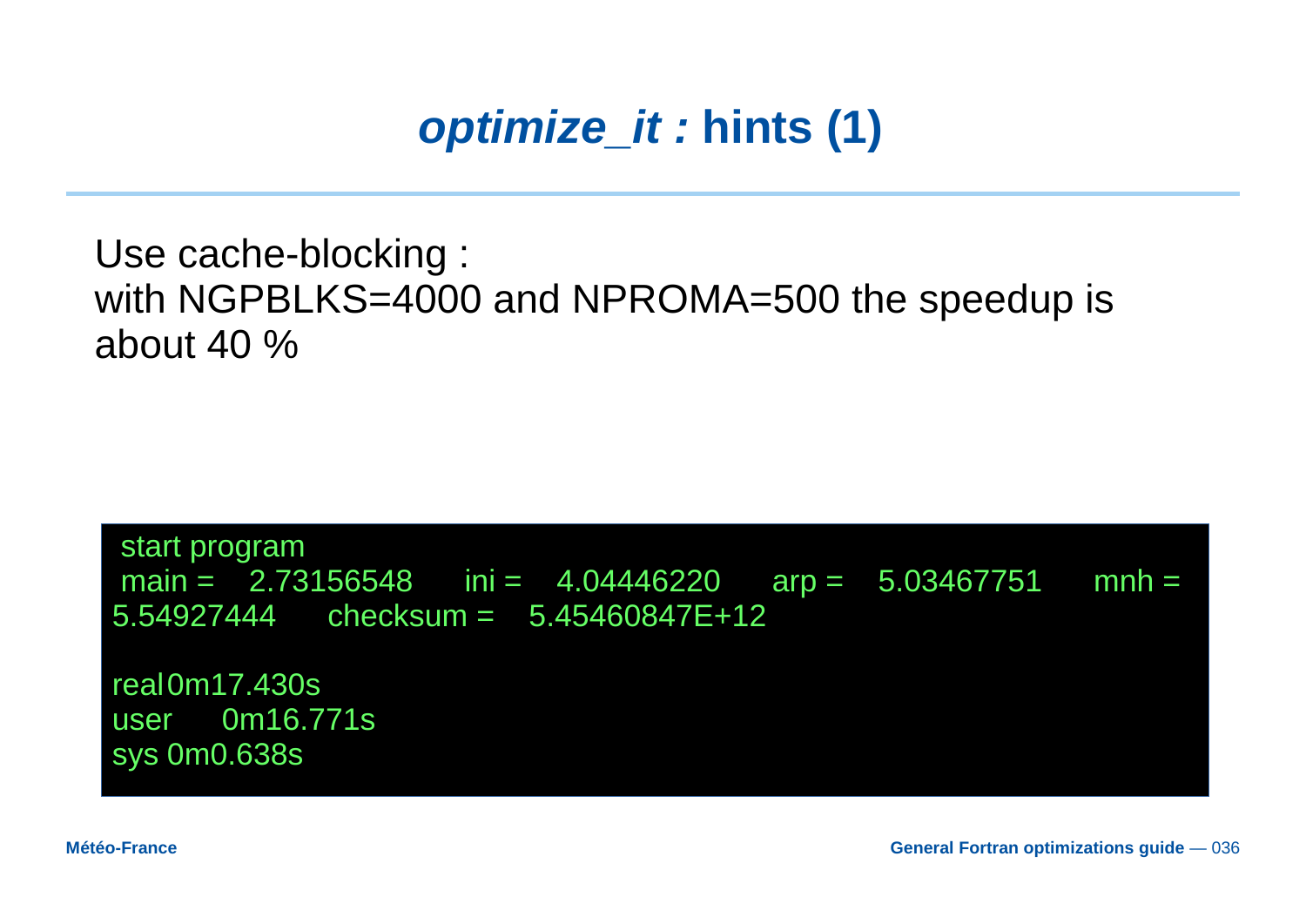# *optimize_it :* hints (1)

Use cache-blocking :
with NGPBLKS=4000 and NPROMA=500 the speedup is about 40 %

```
 start program
 main =    2.73156548      ini =    4.04446220      arp =    5.03467751      mnh =
5.54927444      checksum =    5.45460847E+12

real	0m17.430s
user	0m16.771s
sys	0m0.638s
```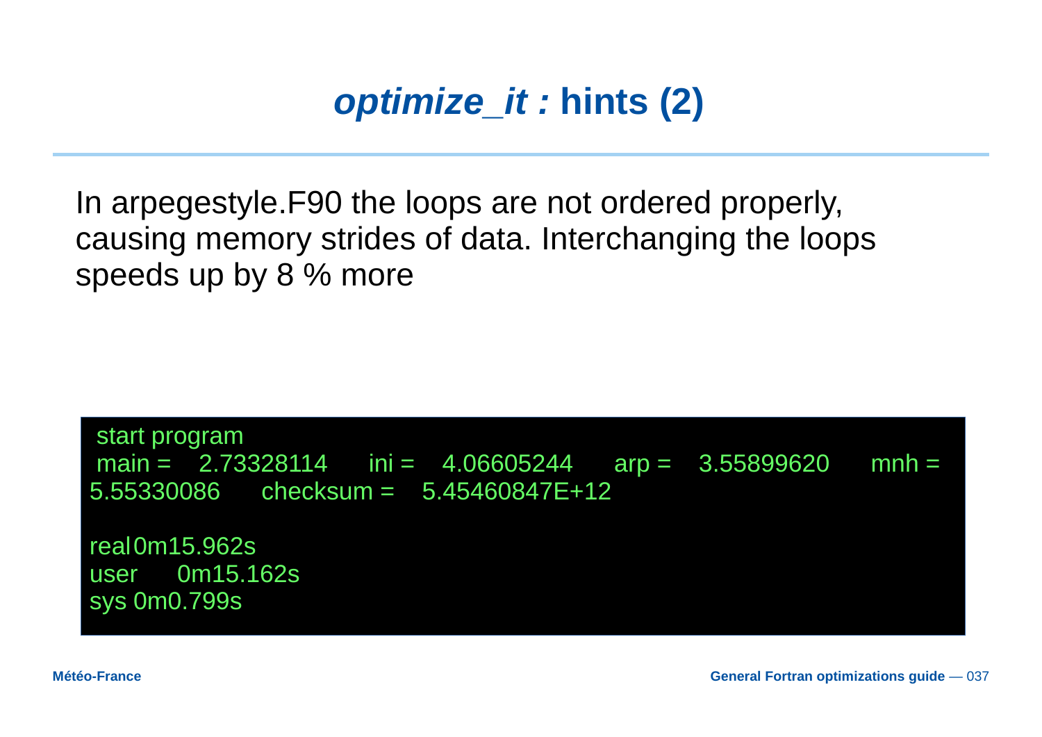# *optimize_it :* hints (2)

In arpegestyle.F90 the loops are not ordered properly, causing memory strides of data. Interchanging the loops speeds up by 8 % more

```
 start program
 main =    2.73328114      ini =    4.06605244      arp =    3.55899620      mnh =
5.55330086      checksum =    5.45460847E+12

real	0m15.962s
user	0m15.162s
sys	0m0.799s
```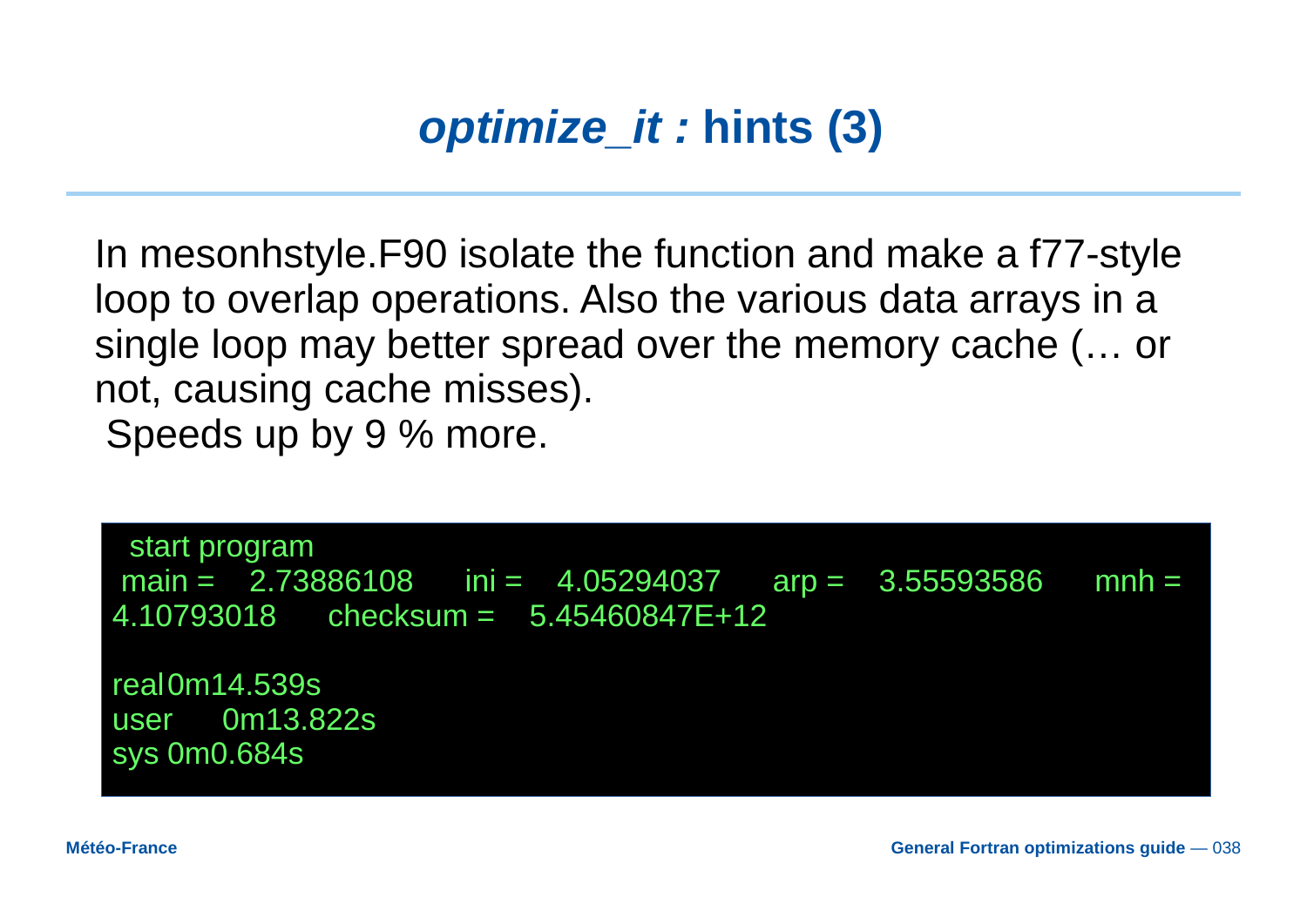# *optimize_it :* hints (3)

In mesonhstyle.F90 isolate the function and make a f77-style loop to overlap operations. Also the various data arrays in a single loop may better spread over the memory cache (… or not, causing cache misses).
Speeds up by 9 % more.

```
  start program
 main =    2.73886108      ini =    4.05294037      arp =    3.55593586      mnh =
4.10793018      checksum =    5.45460847E+12

real	0m14.539s
user	0m13.822s
sys	0m0.684s
```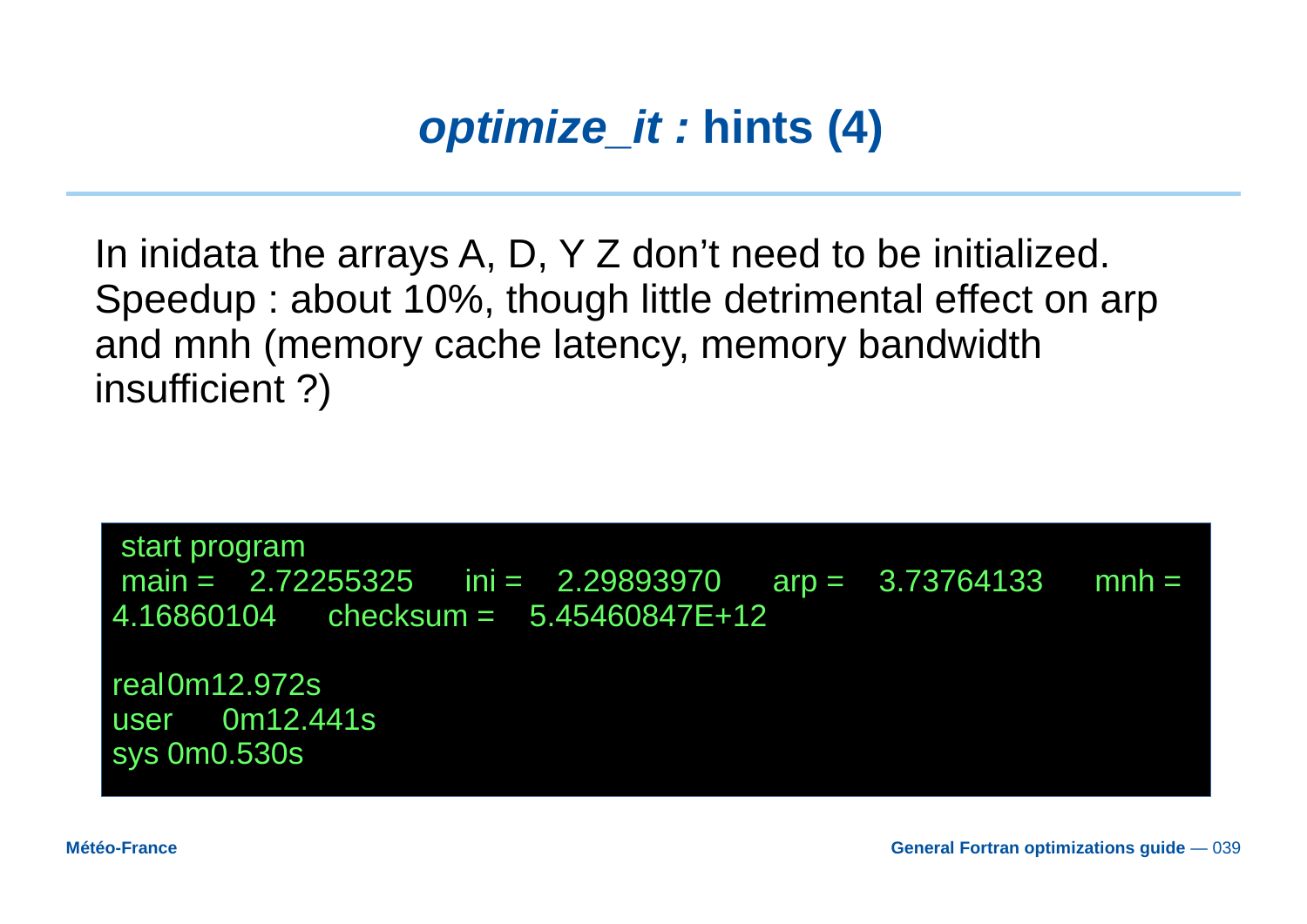# *optimize_it :* hints (4)

In inidata the arrays A, D, Y Z don't need to be initialized. Speedup : about 10%, though little detrimental effect on arp and mnh (memory cache latency, memory bandwidth insufficient ?)

```
 start program
 main =    2.72255325      ini =    2.29893970      arp =    3.73764133      mnh =
4.16860104      checksum =    5.45460847E+12

real	0m12.972s
user	0m12.441s
sys	0m0.530s
```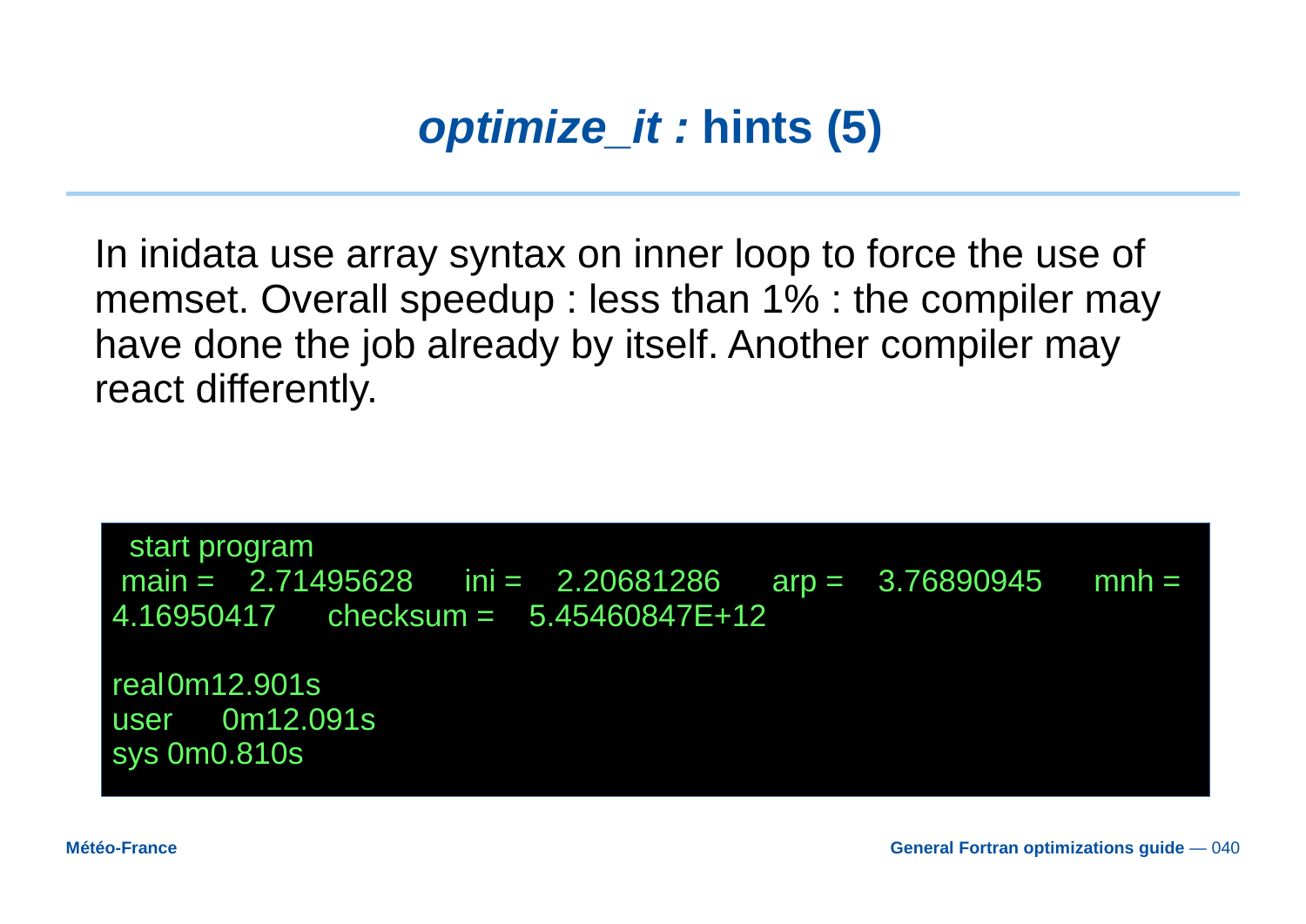# *optimize_it :* hints (5)

In inidata use array syntax on inner loop to force the use of memset. Overall speedup : less than 1% : the compiler may have done the job already by itself. Another compiler may react differently.

```
 start program
 main =    2.71495628     ini =    2.20681286     arp =    3.76890945     mnh =
4.16950417      checksum =    5.45460847E+12

real	0m12.901s
user	0m12.091s
sys	0m0.810s
```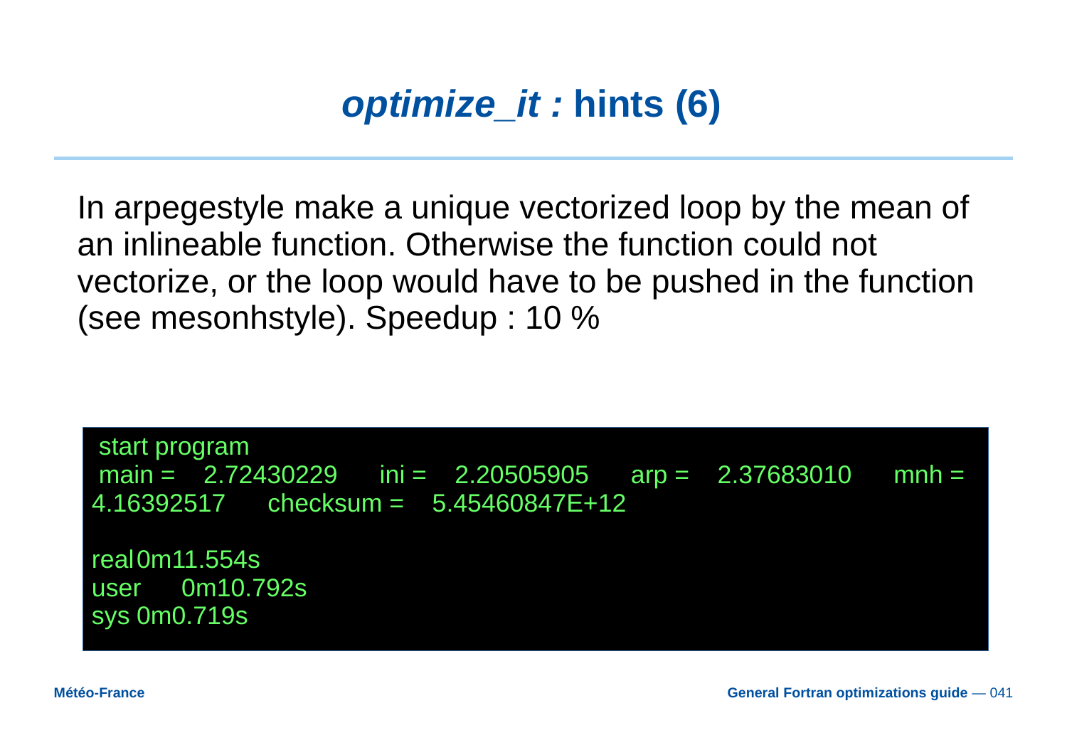# *optimize_it :* hints (6)

In arpegestyle make a unique vectorized loop by the mean of an inlineable function. Otherwise the function could not vectorize, or the loop would have to be pushed in the function (see mesonhstyle). Speedup : 10 %

```
 start program
 main =    2.72430229      ini =    2.20505905      arp =    2.37683010      mnh =
4.16392517      checksum =    5.45460847E+12

real	0m11.554s
user	0m10.792s
sys	0m0.719s
```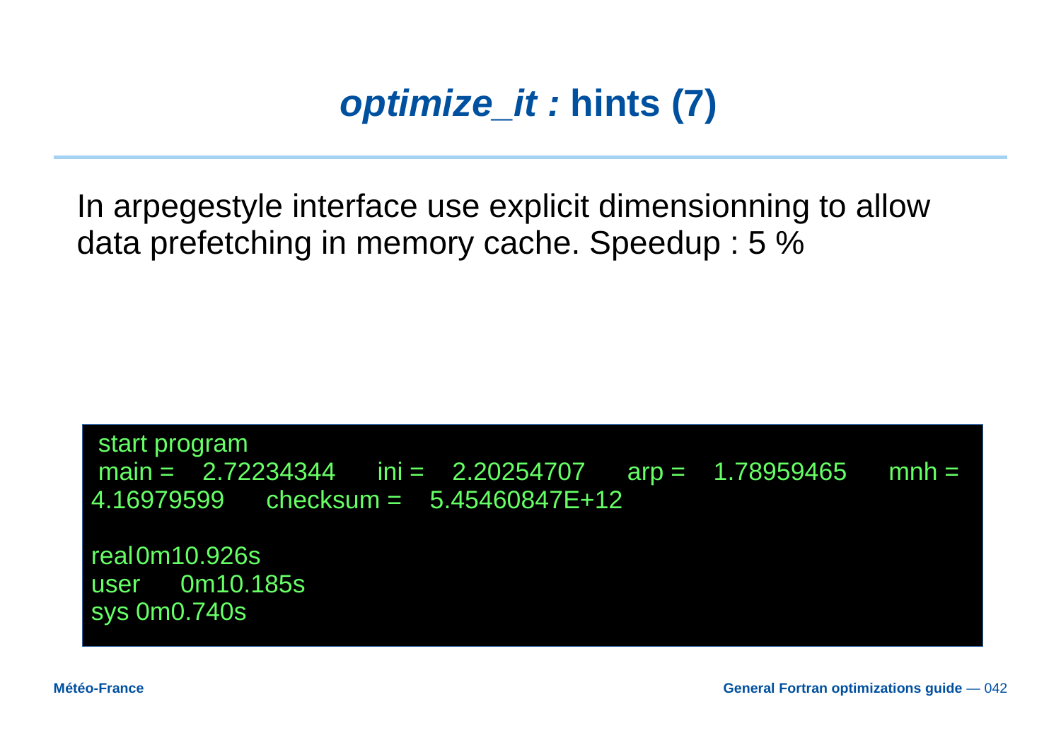# *optimize_it :* hints (7)

In arpegestyle interface use explicit dimensionning to allow data prefetching in memory cache. Speedup : 5 %

```
 start program
 main =    2.72234344      ini =    2.20254707      arp =    1.78959465      mnh =
4.16979599      checksum =    5.45460847E+12

real	0m10.926s
user	0m10.185s
sys	0m0.740s
```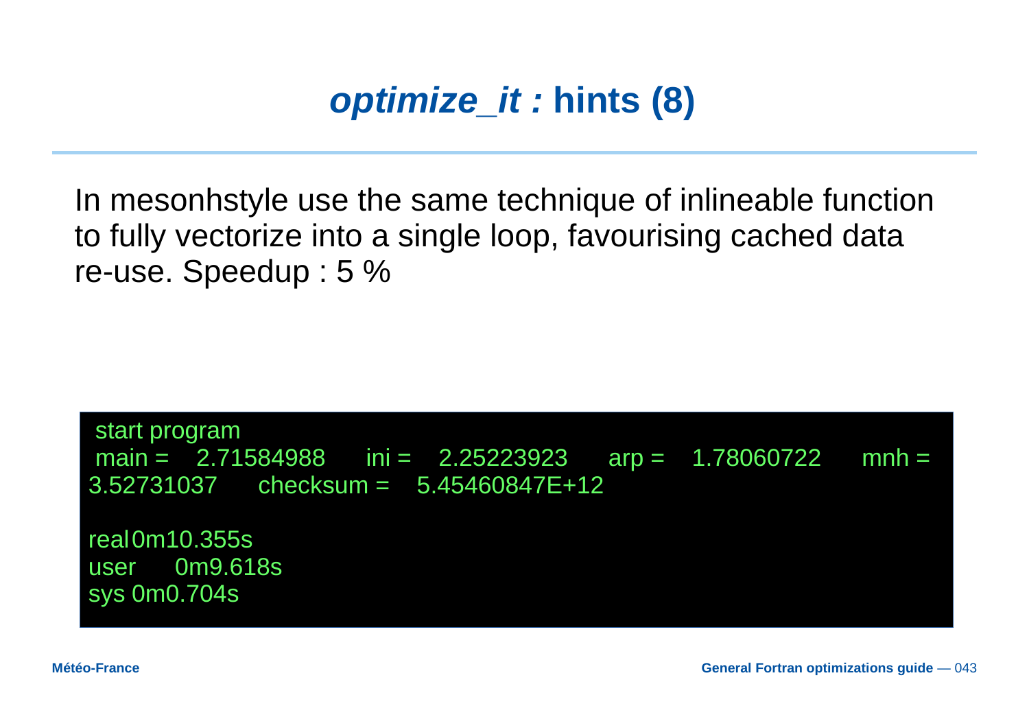# *optimize_it :* hints (8)

In mesonhstyle use the same technique of inlineable function to fully vectorize into a single loop, favourising cached data re-use. Speedup : 5 %

```
 start program
 main =    2.71584988      ini =    2.25223923      arp =    1.78060722      mnh =
3.52731037      checksum =    5.45460847E+12

real	0m10.355s
user	0m9.618s
sys	0m0.704s
```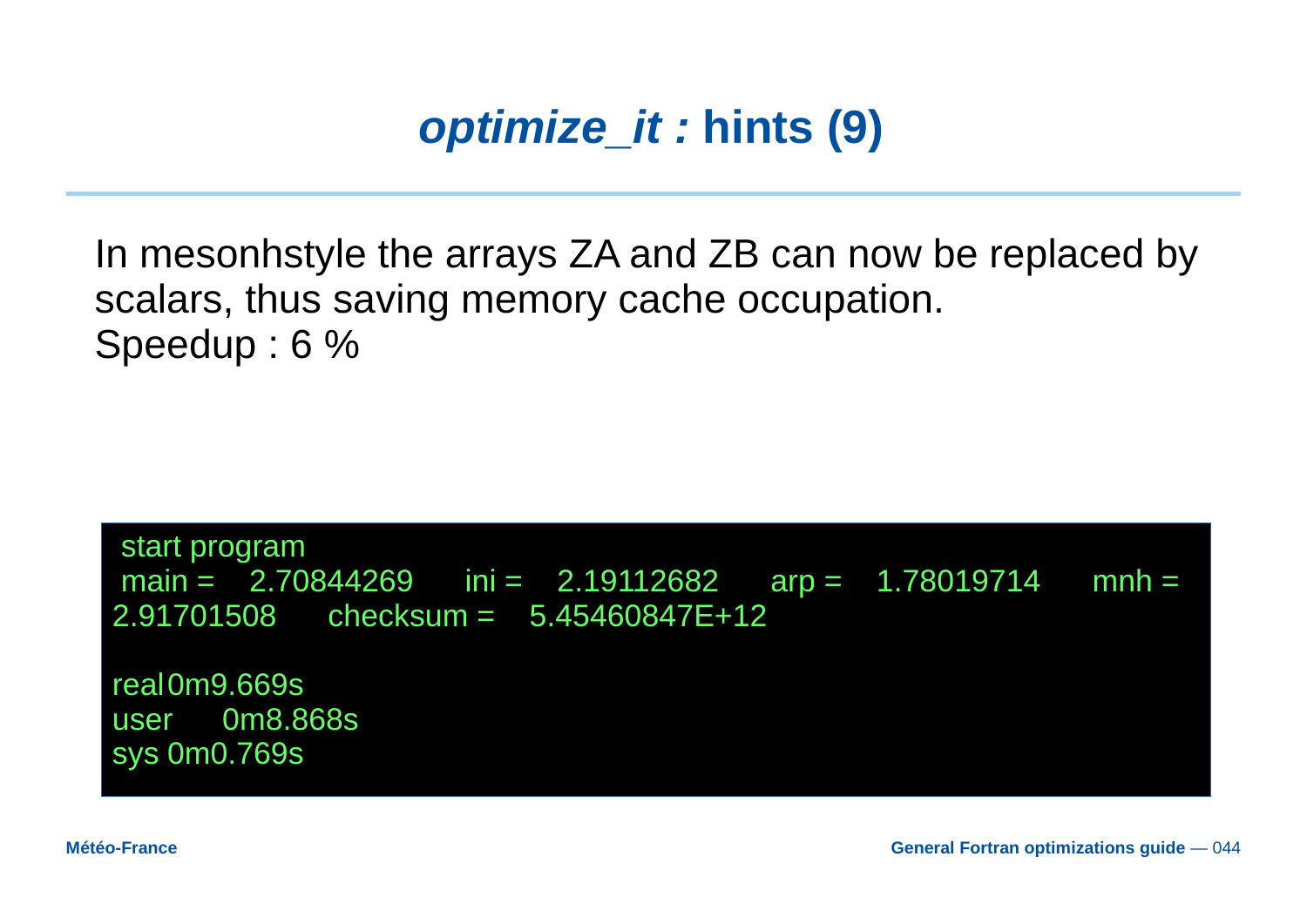# *optimize_it :* hints (9)

In mesonhstyle the arrays ZA and ZB can now be replaced by scalars, thus saving memory cache occupation.
Speedup : 6 %

```
 start program
 main =    2.70844269      ini =    2.19112682      arp =    1.78019714      mnh =
2.91701508      checksum =    5.45460847E+12

real	0m9.669s
user	0m8.868s
sys	0m0.769s
```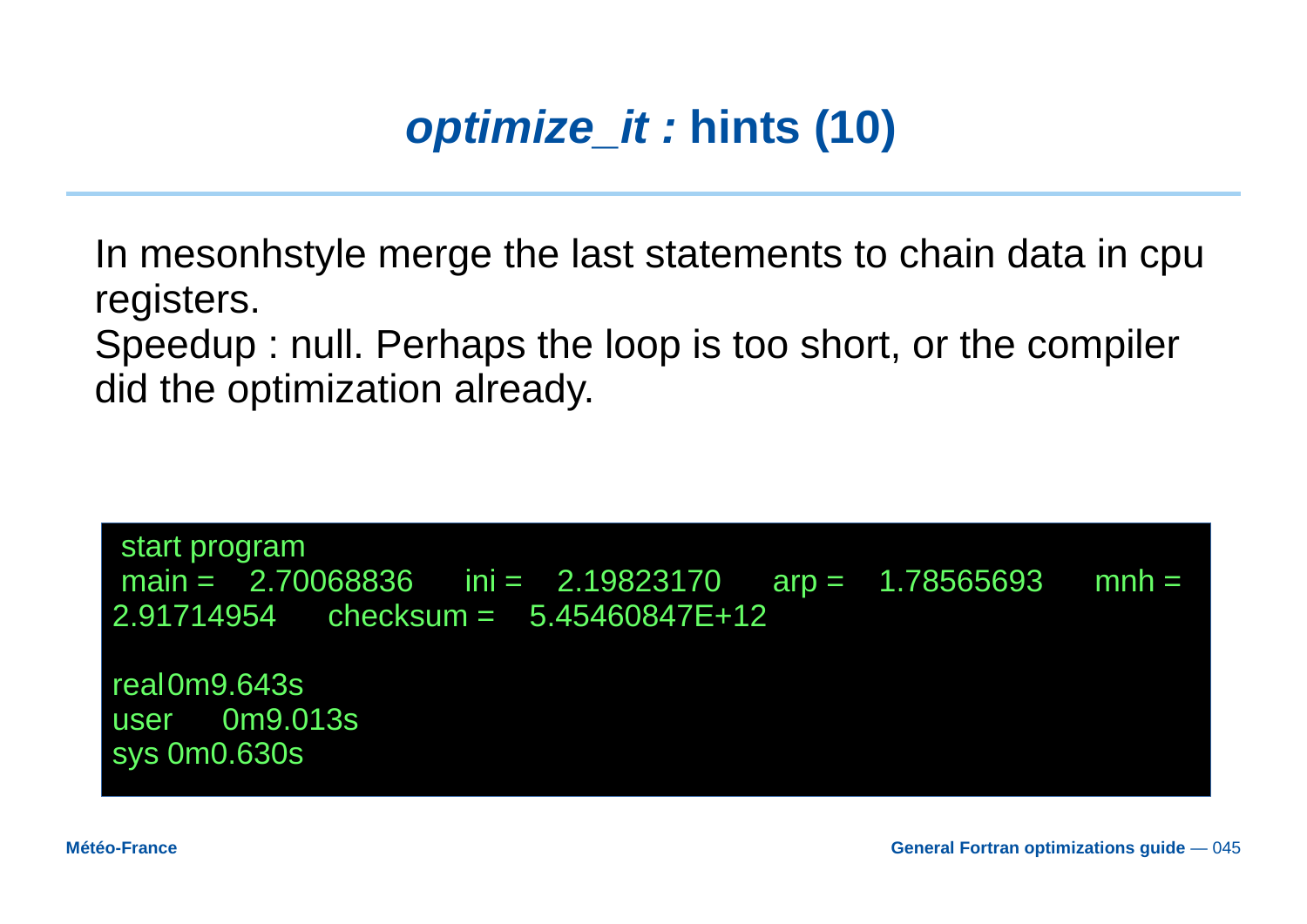# *optimize_it :* hints (10)

In mesonhstyle merge the last statements to chain data in cpu registers.
Speedup : null. Perhaps the loop is too short, or the compiler did the optimization already.

```
 start program
 main =    2.70068836      ini =    2.19823170      arp =    1.78565693      mnh =
2.91714954      checksum =    5.45460847E+12

real	0m9.643s
user	0m9.013s
sys	0m0.630s
```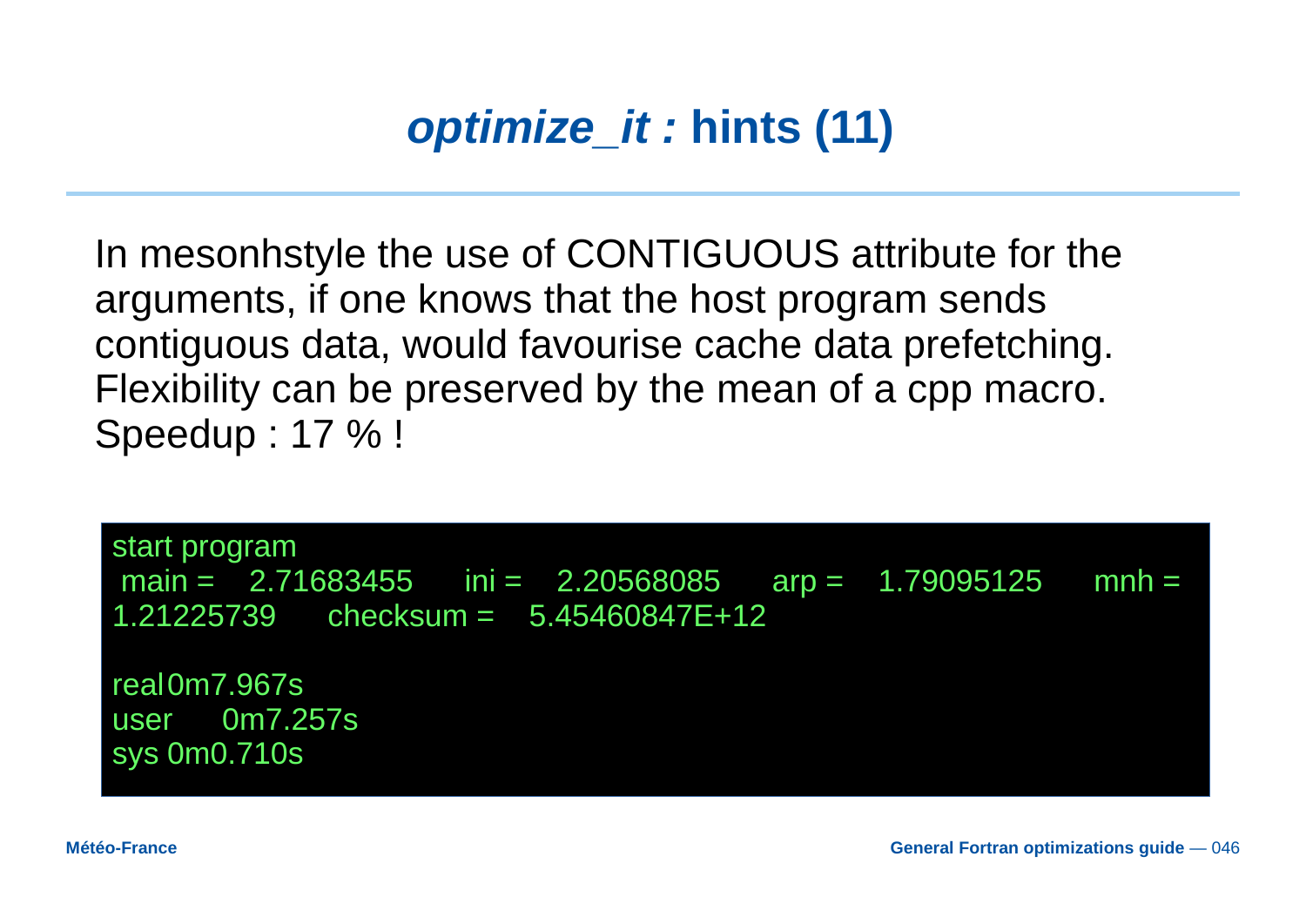# *optimize_it :* hints (11)

In mesonhstyle the use of CONTIGUOUS attribute for the arguments, if one knows that the host program sends contiguous data, would favourise cache data prefetching. Flexibility can be preserved by the mean of a cpp macro. Speedup : 17 % !

```
start program
 main =    2.71683455      ini =    2.20568085      arp =    1.79095125      mnh =
1.21225739      checksum =    5.45460847E+12

real	0m7.967s
user	0m7.257s
sys	0m0.710s
```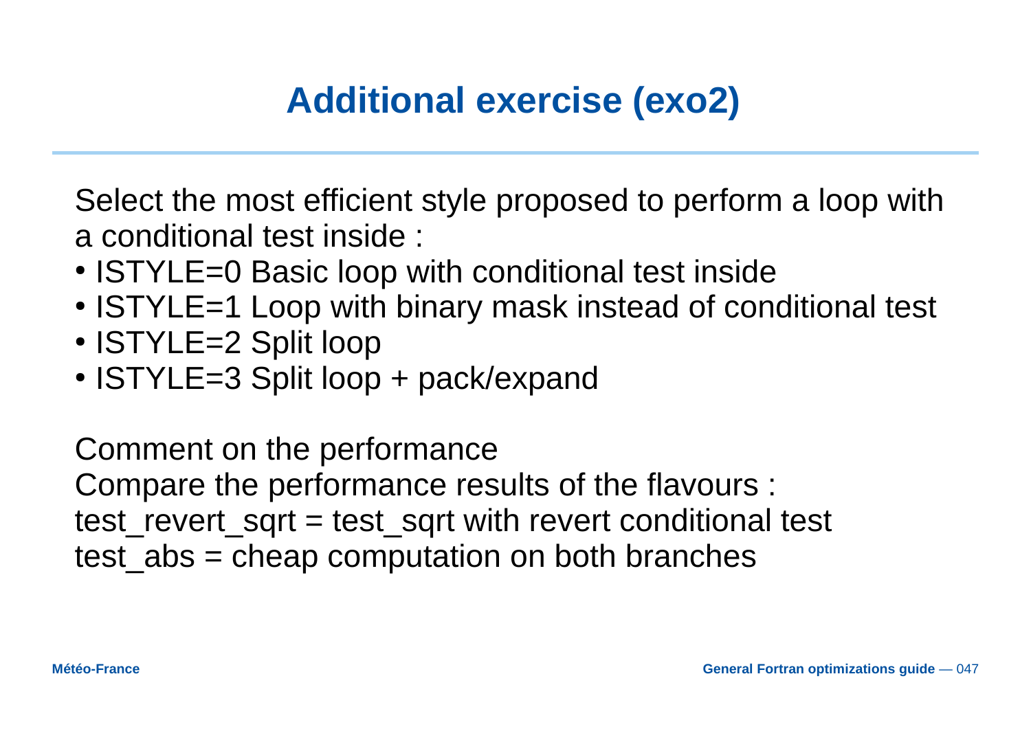# Additional exercise (exo2)

Select the most efficient style proposed to perform a loop with a conditional test inside :

- ISTYLE=0 Basic loop with conditional test inside
- ISTYLE=1 Loop with binary mask instead of conditional test
- ISTYLE=2 Split loop
- ISTYLE=3 Split loop + pack/expand

Comment on the performance
Compare the performance results of the flavours :
test_revert_sqrt = test_sqrt with revert conditional test
test_abs = cheap computation on both branches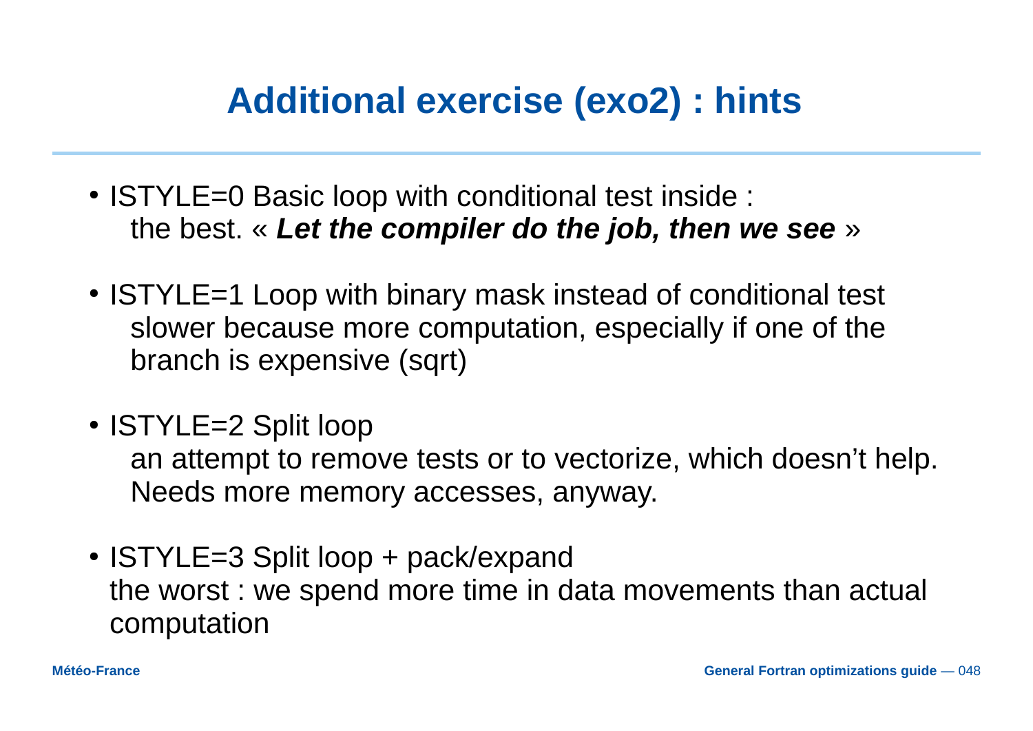# Additional exercise (exo2) : hints

- ISTYLE=0 Basic loop with conditional test inside :
  the best. « ***Let the compiler do the job, then we see*** »

- ISTYLE=1 Loop with binary mask instead of conditional test
  slower because more computation, especially if one of the branch is expensive (sqrt)

- ISTYLE=2 Split loop
  an attempt to remove tests or to vectorize, which doesn't help. Needs more memory accesses, anyway.

- ISTYLE=3 Split loop + pack/expand
  the worst : we spend more time in data movements than actual computation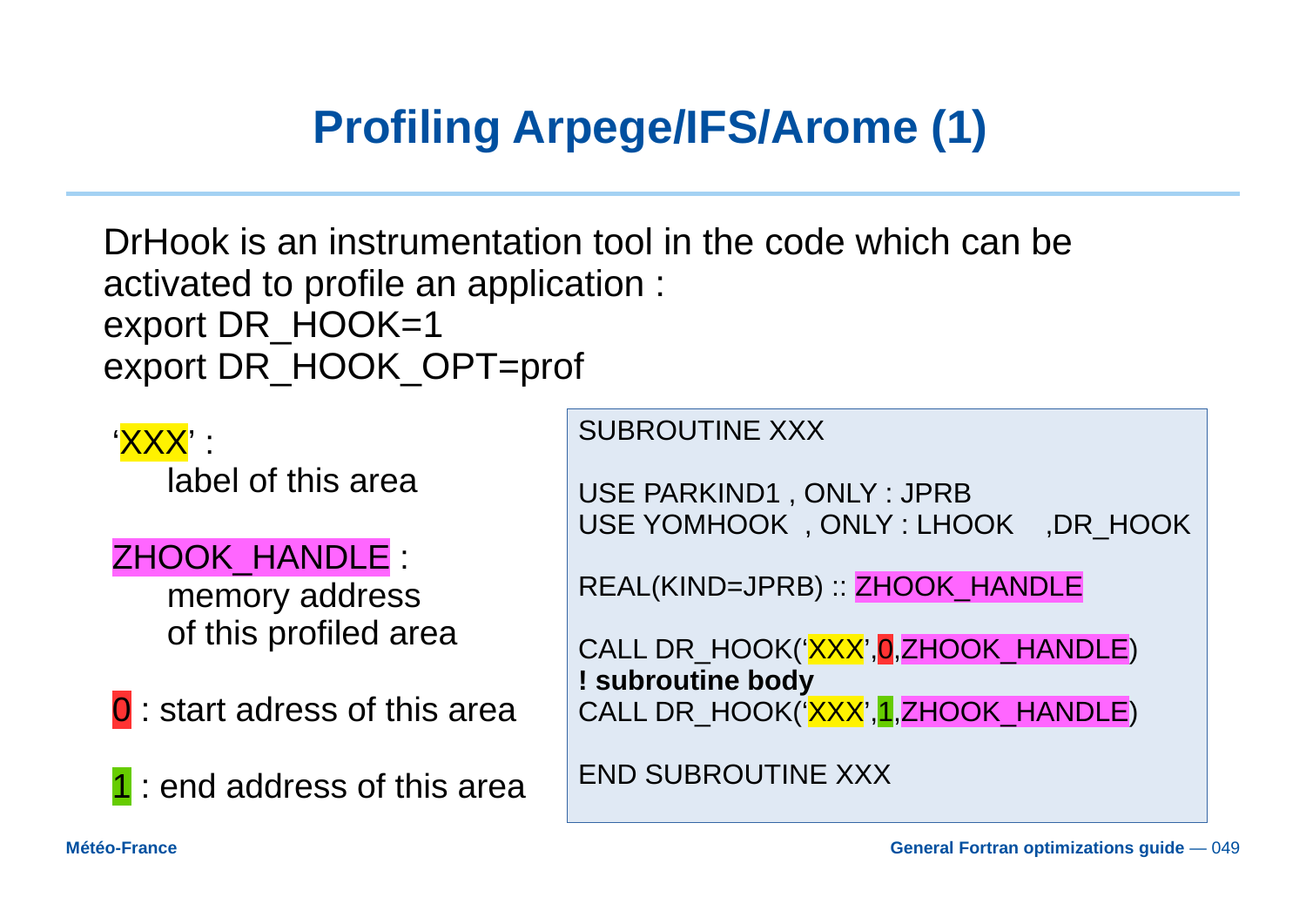# Profiling Arpege/IFS/Arome (1)

DrHook is an instrumentation tool in the code which can be activated to profile an application :
export DR_HOOK=1
export DR_HOOK_OPT=prof

'XXX' :
label of this area

ZHOOK_HANDLE :
memory address of this profiled area

0 : start adress of this area

1 : end address of this area

```
SUBROUTINE XXX

USE PARKIND1 , ONLY : JPRB
USE YOMHOOK  , ONLY : LHOOK    ,DR_HOOK

REAL(KIND=JPRB) :: ZHOOK_HANDLE

CALL DR_HOOK('XXX',0,ZHOOK_HANDLE)
! subroutine body
CALL DR_HOOK('XXX',1,ZHOOK_HANDLE)

END SUBROUTINE XXX
```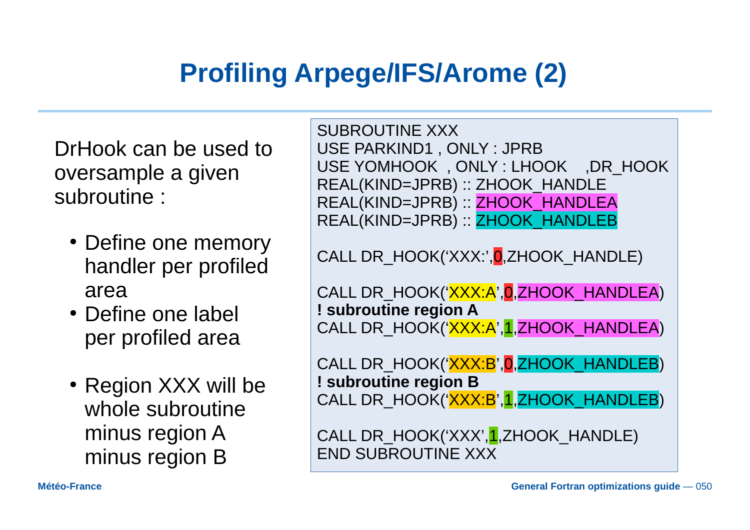# Profiling Arpege/IFS/Arome (2)

DrHook can be used to oversample a given subroutine :

- Define one memory handler per profiled area
- Define one label per profiled area
- Region XXX will be whole subroutine minus region A minus region B

```
SUBROUTINE XXX
USE PARKIND1 , ONLY : JPRB
USE YOMHOOK  , ONLY : LHOOK   ,DR_HOOK
REAL(KIND=JPRB) :: ZHOOK_HANDLE
REAL(KIND=JPRB) :: ZHOOK_HANDLEA
REAL(KIND=JPRB) :: ZHOOK_HANDLEB

CALL DR_HOOK('XXX:',0,ZHOOK_HANDLE)

CALL DR_HOOK('XXX:A',0,ZHOOK_HANDLEA)
! subroutine region A
CALL DR_HOOK('XXX:A',1,ZHOOK_HANDLEA)

CALL DR_HOOK('XXX:B',0,ZHOOK_HANDLEB)
! subroutine region B
CALL DR_HOOK('XXX:B',1,ZHOOK_HANDLEB)

CALL DR_HOOK('XXX',1,ZHOOK_HANDLE)
END SUBROUTINE XXX
```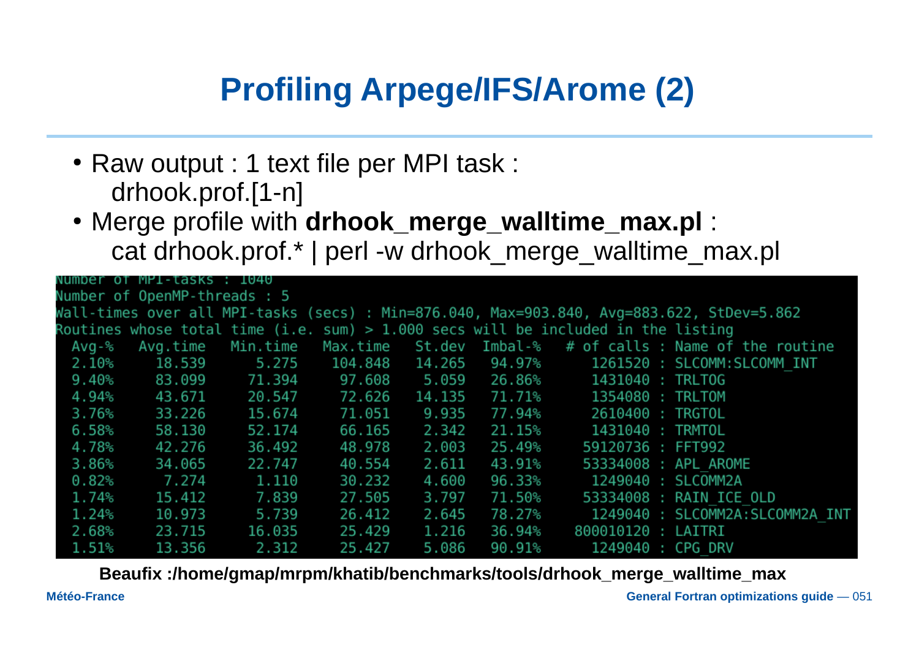# Profiling Arpege/IFS/Arome (2)

- Raw output : 1 text file per MPI task :
  drhook.prof.[1-n]
- Merge profile with **drhook_merge_walltime_max.pl** :
  cat drhook.prof.* | perl -w drhook_merge_walltime_max.pl

```
Number of MPI-tasks : 1040
Number of OpenMP-threads : 5
Wall-times over all MPI-tasks (secs) : Min=876.040, Max=903.840, Avg=883.622, StDev=5.862
Routines whose total time (i.e. sum) > 1.000 secs will be included in the listing
  Avg-%   Avg.time   Min.time   Max.time   St.dev  Imbal-%   # of calls : Name of the routine
  2.10%     18.539      5.275    104.848   14.265   94.97%      1261520 : SLCOMM:SLCOMM_INT
  9.40%     83.099     71.394     97.608    5.059   26.86%      1431040 : TRLTOG
  4.94%     43.671     20.547     72.626   14.135   71.71%      1354080 : TRLTOM
  3.76%     33.226     15.674     71.051    9.935   77.94%      2610400 : TRGTOL
  6.58%     58.130     52.174     66.165    2.342   21.15%      1431040 : TRMTOL
  4.78%     42.276     36.492     48.978    2.003   25.49%     59120736 : FFT992
  3.86%     34.065     22.747     40.554    2.611   43.91%     53334008 : APL_AROME
  0.82%      7.274      1.110     30.232    4.600   96.33%      1249040 : SLCOMM2A
  1.74%     15.412      7.839     27.505    3.797   71.50%     53334008 : RAIN_ICE_OLD
  1.24%     10.973      5.739     26.412    2.645   78.27%      1249040 : SLCOMM2A:SLCOMM2A_INT
  2.68%     23.715     16.035     25.429    1.216   36.94%    800010120 : LAITRI
  1.51%     13.356      2.312     25.427    5.086   90.91%      1249040 : CPG_DRV
```

**Beaufix :/home/gmap/mrpm/khatib/benchmarks/tools/drhook_merge_walltime_max**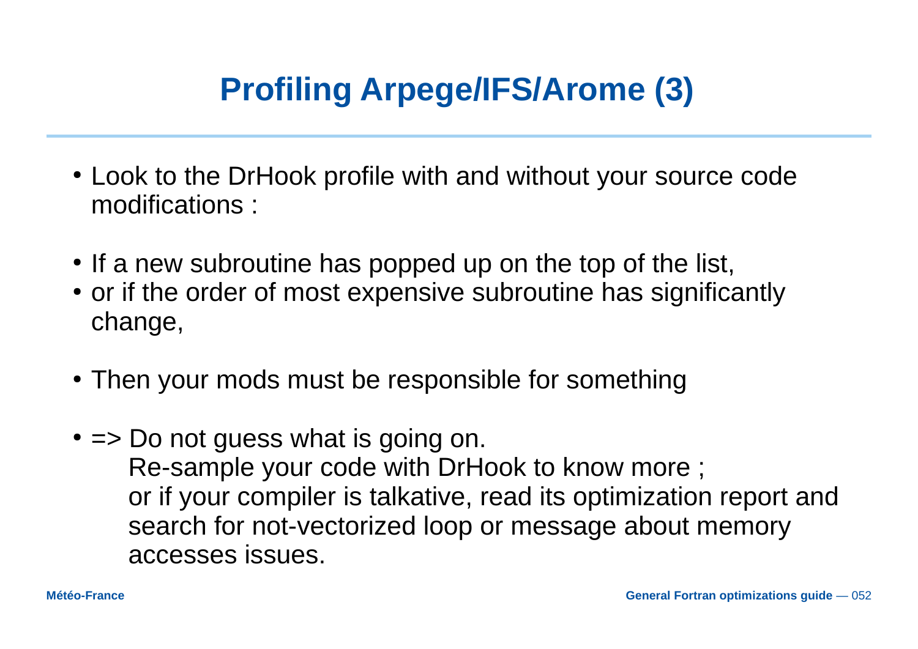# Profiling Arpege/IFS/Arome (3)

- Look to the DrHook profile with and without your source code modifications :

- If a new subroutine has popped up on the top of the list,
- or if the order of most expensive subroutine has significantly change,

- Then your mods must be responsible for something

- => Do not guess what is going on.
  Re-sample your code with DrHook to know more ;
  or if your compiler is talkative, read its optimization report and search for not-vectorized loop or message about memory accesses issues.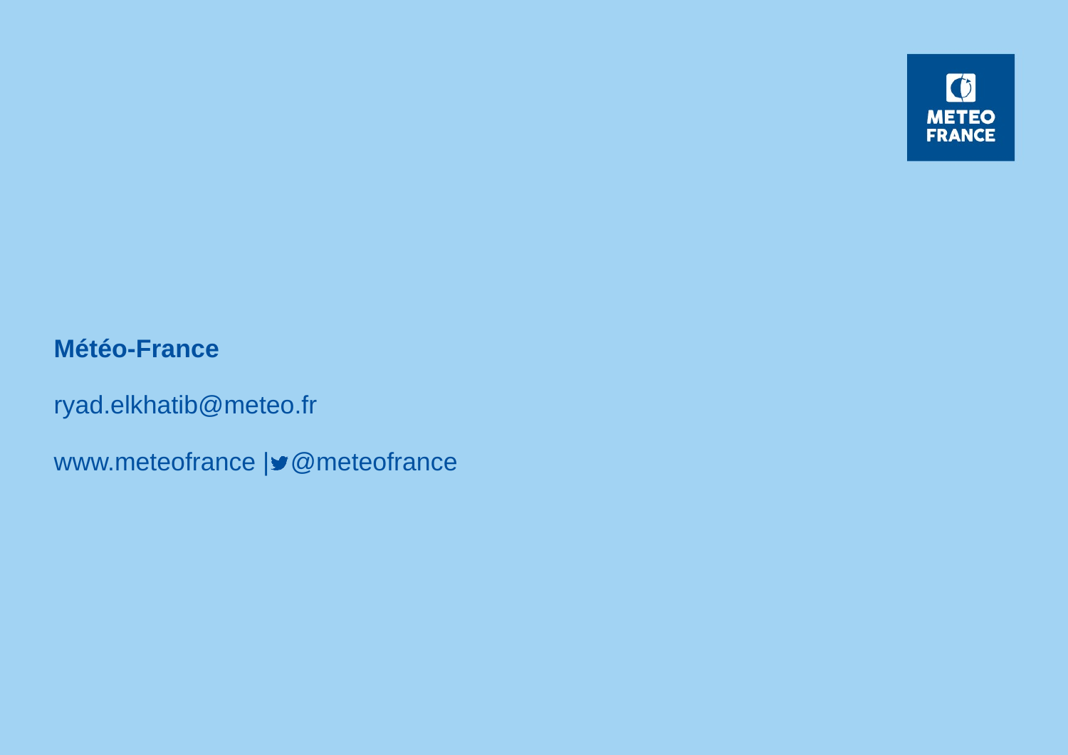METEO FRANCE

**Météo-France**

ryad.elkhatib@meteo.fr

www.meteofrance | @meteofrance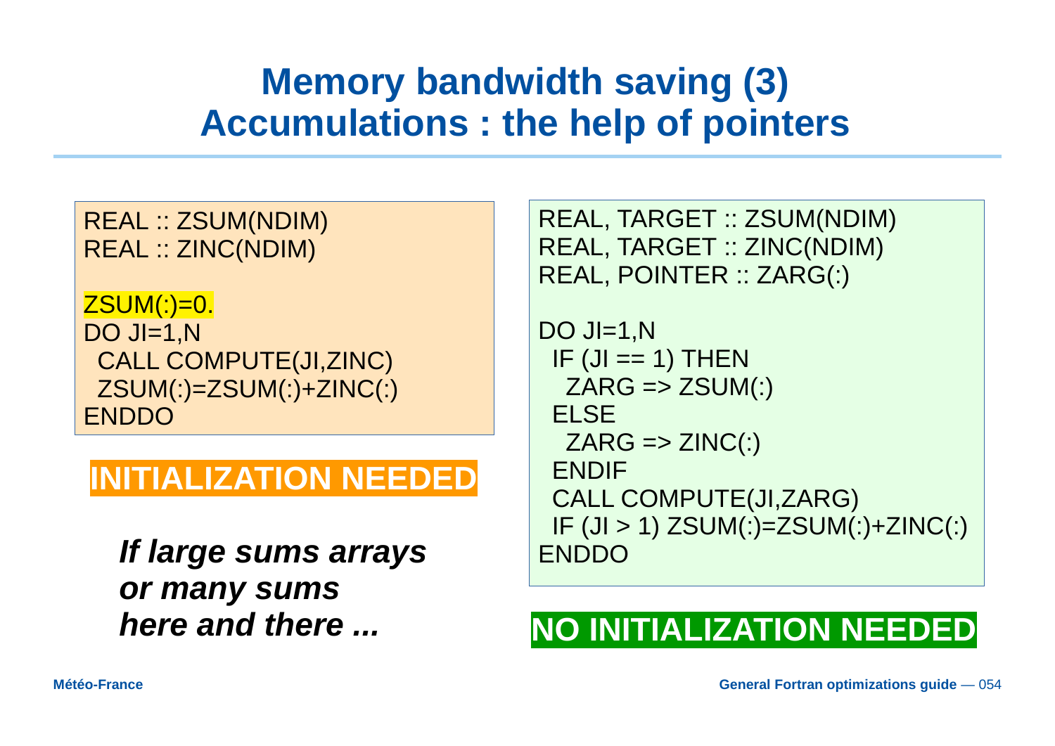# Memory bandwidth saving (3)
# Accumulations : the help of pointers

```
REAL :: ZSUM(NDIM)
REAL :: ZINC(NDIM)

ZSUM(:)=0.
DO JI=1,N
 CALL COMPUTE(JI,ZINC)
 ZSUM(:)=ZSUM(:)+ZINC(:)
ENDDO
```

**INITIALIZATION NEEDED**

***If large sums arrays or many sums here and there ...***

```
REAL, TARGET :: ZSUM(NDIM)
REAL, TARGET :: ZINC(NDIM)
REAL, POINTER :: ZARG(:)

DO JI=1,N
 IF (JI == 1) THEN
   ZARG => ZSUM(:)
 ELSE
   ZARG => ZINC(:)
 ENDIF
 CALL COMPUTE(JI,ZARG)
 IF (JI > 1) ZSUM(:)=ZSUM(:)+ZINC(:)
ENDDO
```

**NO INITIALIZATION NEEDED**